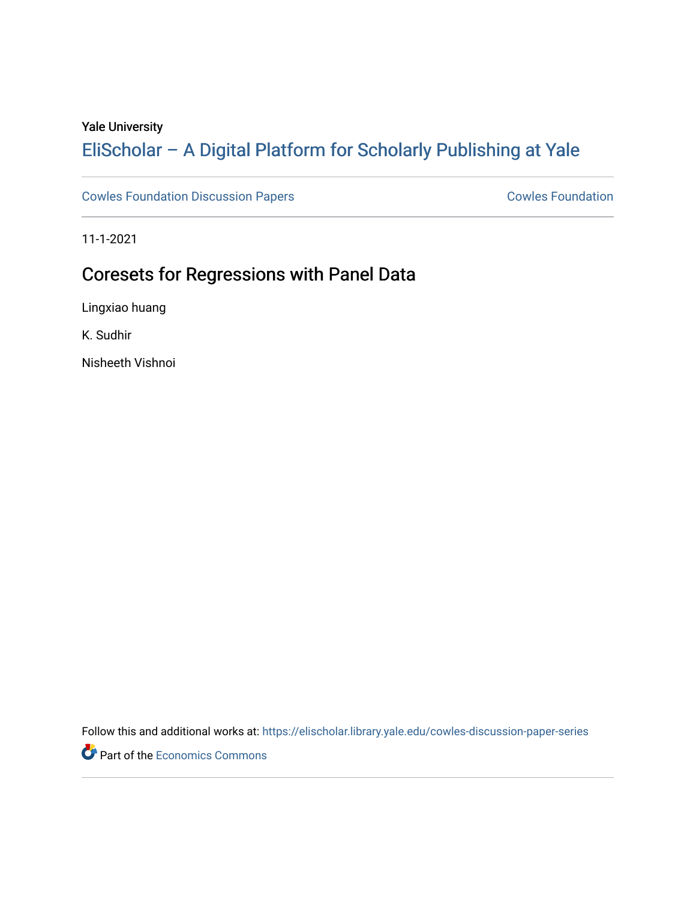Yale University

# EliScholar – A Digital Platform for Scholarly Publishing at Yale

Cowles Foundation Discussion Papers

Cowles Foundation

11-1-2021

## Coresets for Regressions with Panel Data

Lingxiao huang

K. Sudhir

Nisheeth Vishnoi

Follow this and additional works at: https://elischolar.library.yale.edu/cowles-discussion-paper-series

Part of the Economics Commons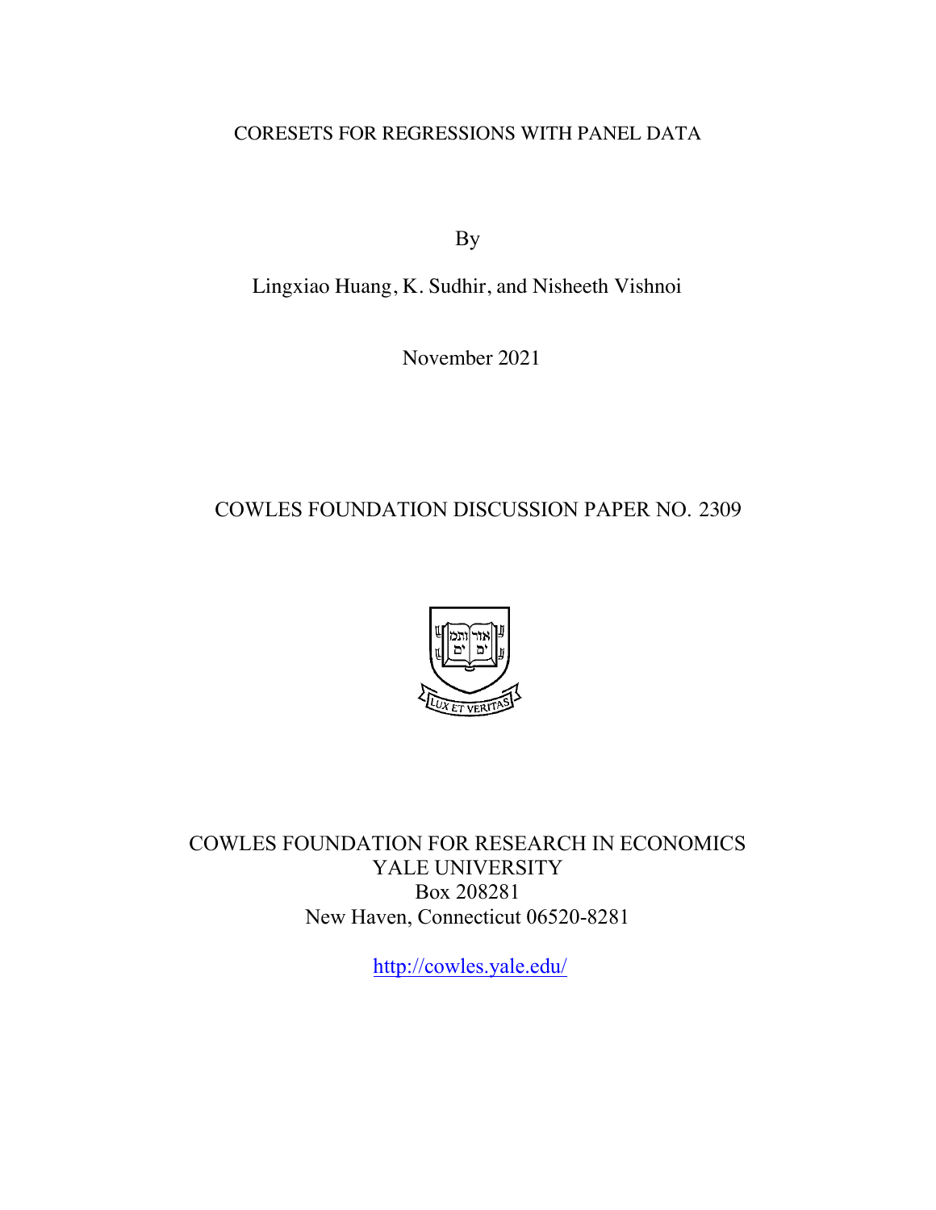CORESETS FOR REGRESSIONS WITH PANEL DATA

By

Lingxiao Huang, K. Sudhir, and Nisheeth Vishnoi

November 2021

COWLES FOUNDATION DISCUSSION PAPER NO. 2309

COWLES FOUNDATION FOR RESEARCH IN ECONOMICS
YALE UNIVERSITY
Box 208281
New Haven, Connecticut 06520-8281

http://cowles.yale.edu/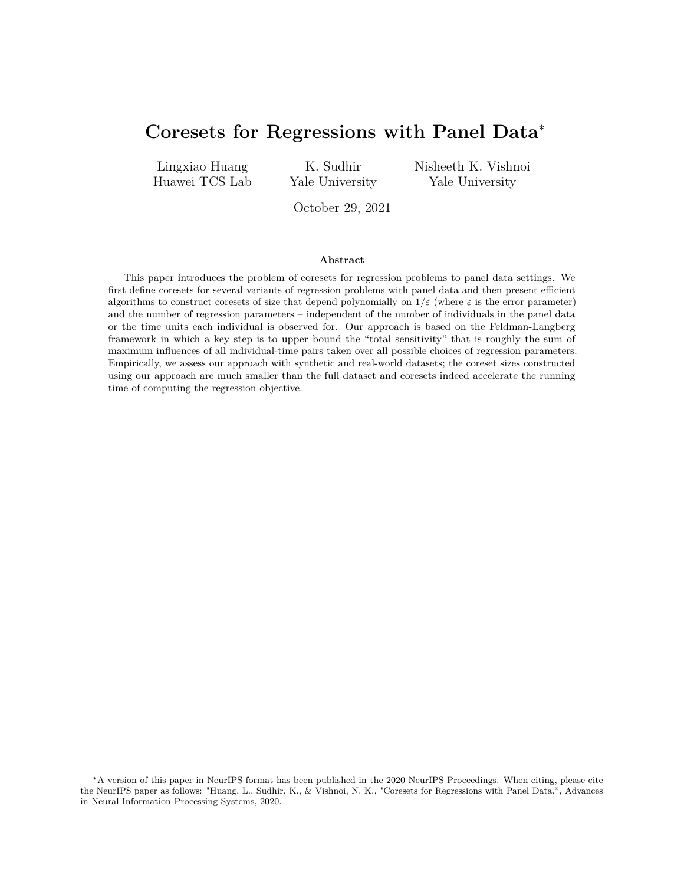# Coresets for Regressions with Panel Data*

Lingxiao Huang
Huawei TCS Lab

K. Sudhir
Yale University

Nisheeth K. Vishnoi
Yale University

October 29, 2021

**Abstract**

This paper introduces the problem of coresets for regression problems to panel data settings. We first define coresets for several variants of regression problems with panel data and then present efficient algorithms to construct coresets of size that depend polynomially on $1/\varepsilon$ (where $\varepsilon$ is the error parameter) and the number of regression parameters – independent of the number of individuals in the panel data or the time units each individual is observed for. Our approach is based on the Feldman-Langberg framework in which a key step is to upper bound the "total sensitivity" that is roughly the sum of maximum influences of all individual-time pairs taken over all possible choices of regression parameters. Empirically, we assess our approach with synthetic and real-world datasets; the coreset sizes constructed using our approach are much smaller than the full dataset and coresets indeed accelerate the running time of computing the regression objective.

*A version of this paper in NeurIPS format has been published in the 2020 NeurIPS Proceedings. When citing, please cite the NeurIPS paper as follows: "Huang, L., Sudhir, K., & Vishnoi, N. K., "Coresets for Regressions with Panel Data,", Advances in Neural Information Processing Systems, 2020.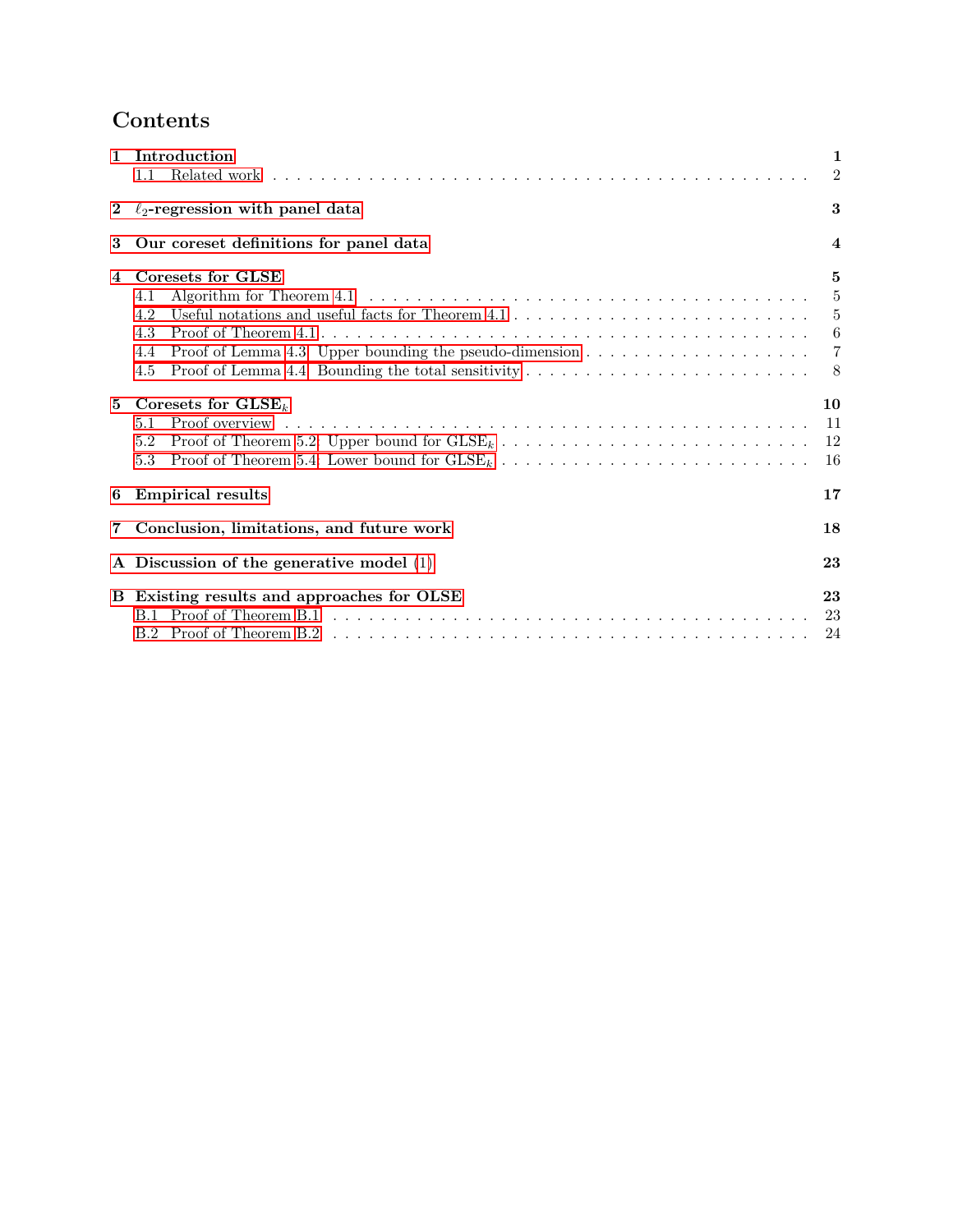# Contents

**1 Introduction** — **1**
- 1.1 Related work — 2

**2 $\ell_2$-regression with panel data** — **3**

**3 Our coreset definitions for panel data** — **4**

**4 Coresets for GLSE** — **5**
- 4.1 Algorithm for Theorem 4.1 — 5
- 4.2 Useful notations and useful facts for Theorem 4.1 — 5
- 4.3 Proof of Theorem 4.1 — 6
- 4.4 Proof of Lemma 4.3: Upper bounding the pseudo-dimension — 7
- 4.5 Proof of Lemma 4.4: Bounding the total sensitivity — 8

**5 Coresets for GLSE$_k$** — **10**
- 5.1 Proof overview — 11
- 5.2 Proof of Theorem 5.2: Upper bound for GLSE$_k$ — 12
- 5.3 Proof of Theorem 5.4: Lower bound for GLSE$_k$ — 16

**6 Empirical results** — **17**

**7 Conclusion, limitations, and future work** — **18**

**A Discussion of the generative model (1)** — **23**

**B Existing results and approaches for OLSE** — **23**
- B.1 Proof of Theorem B.1 — 23
- B.2 Proof of Theorem B.2 — 24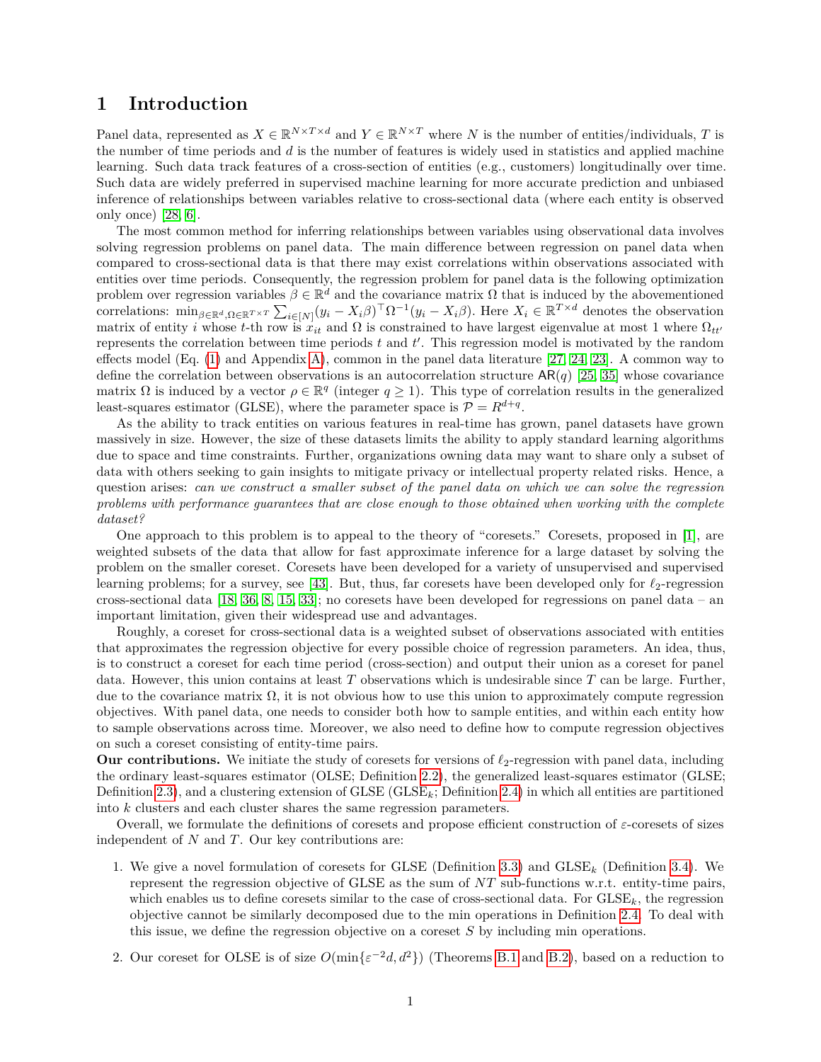# 1 Introduction

Panel data, represented as $X \in \mathbb{R}^{N\times T\times d}$ and $Y \in \mathbb{R}^{N\times T}$ where $N$ is the number of entities/individuals, $T$ is the number of time periods and $d$ is the number of features is widely used in statistics and applied machine learning. Such data track features of a cross-section of entities (e.g., customers) longitudinally over time. Such data are widely preferred in supervised machine learning for more accurate prediction and unbiased inference of relationships between variables relative to cross-sectional data (where each entity is observed only once) [28, 6].

The most common method for inferring relationships between variables using observational data involves solving regression problems on panel data. The main difference between regression on panel data when compared to cross-sectional data is that there may exist correlations within observations associated with entities over time periods. Consequently, the regression problem for panel data is the following optimization problem over regression variables $\beta \in \mathbb{R}^d$ and the covariance matrix $\Omega$ that is induced by the abovementioned correlations: $\min_{\beta\in\mathbb{R}^d,\Omega\in\mathbb{R}^{T\times T}} \sum_{i\in[N]} (y_i - X_i\beta)^\top \Omega^{-1}(y_i - X_i\beta)$. Here $X_i \in \mathbb{R}^{T\times d}$ denotes the observation matrix of entity $i$ whose $t$-th row is $x_{it}$ and $\Omega$ is constrained to have largest eigenvalue at most 1 where $\Omega_{tt'}$ represents the correlation between time periods $t$ and $t'$. This regression model is motivated by the random effects model (Eq. (1) and Appendix A), common in the panel data literature [27, 24, 23]. A common way to define the correlation between observations is an autocorrelation structure $\mathsf{AR}(q)$ [25, 35] whose covariance matrix $\Omega$ is induced by a vector $\rho \in \mathbb{R}^q$ (integer $q \geq 1$). This type of correlation results in the generalized least-squares estimator (GLSE), where the parameter space is $\mathcal{P} = R^{d+q}$.

As the ability to track entities on various features in real-time has grown, panel datasets have grown massively in size. However, the size of these datasets limits the ability to apply standard learning algorithms due to space and time constraints. Further, organizations owning data may want to share only a subset of data with others seeking to gain insights to mitigate privacy or intellectual property related risks. Hence, a question arises: *can we construct a smaller subset of the panel data on which we can solve the regression problems with performance guarantees that are close enough to those obtained when working with the complete dataset?*

One approach to this problem is to appeal to the theory of "coresets." Coresets, proposed in [1], are weighted subsets of the data that allow for fast approximate inference for a large dataset by solving the problem on the smaller coreset. Coresets have been developed for a variety of unsupervised and supervised learning problems; for a survey, see [43]. But, thus, far coresets have been developed only for $\ell_2$-regression cross-sectional data [18, 36, 8, 15, 33]; no coresets have been developed for regressions on panel data – an important limitation, given their widespread use and advantages.

Roughly, a coreset for cross-sectional data is a weighted subset of observations associated with entities that approximates the regression objective for every possible choice of regression parameters. An idea, thus, is to construct a coreset for each time period (cross-section) and output their union as a coreset for panel data. However, this union contains at least $T$ observations which is undesirable since $T$ can be large. Further, due to the covariance matrix $\Omega$, it is not obvious how to use this union to approximately compute regression objectives. With panel data, one needs to consider both how to sample entities, and within each entity how to sample observations across time. Moreover, we also need to define how to compute regression objectives on such a coreset consisting of entity-time pairs.

**Our contributions.** We initiate the study of coresets for versions of $\ell_2$-regression with panel data, including the ordinary least-squares estimator (OLSE; Definition 2.2), the generalized least-squares estimator (GLSE; Definition 2.3), and a clustering extension of GLSE (GLSE$_k$; Definition 2.4) in which all entities are partitioned into $k$ clusters and each cluster shares the same regression parameters.

Overall, we formulate the definitions of coresets and propose efficient construction of $\varepsilon$-coresets of sizes independent of $N$ and $T$. Our key contributions are:

1. We give a novel formulation of coresets for GLSE (Definition 3.3) and GLSE$_k$ (Definition 3.4). We represent the regression objective of GLSE as the sum of $NT$ sub-functions w.r.t. entity-time pairs, which enables us to define coresets similar to the case of cross-sectional data. For GLSE$_k$, the regression objective cannot be similarly decomposed due to the min operations in Definition 2.4. To deal with this issue, we define the regression objective on a coreset $S$ by including min operations.

2. Our coreset for OLSE is of size $O(\min\{\varepsilon^{-2}d, d^2\})$ (Theorems B.1 and B.2), based on a reduction to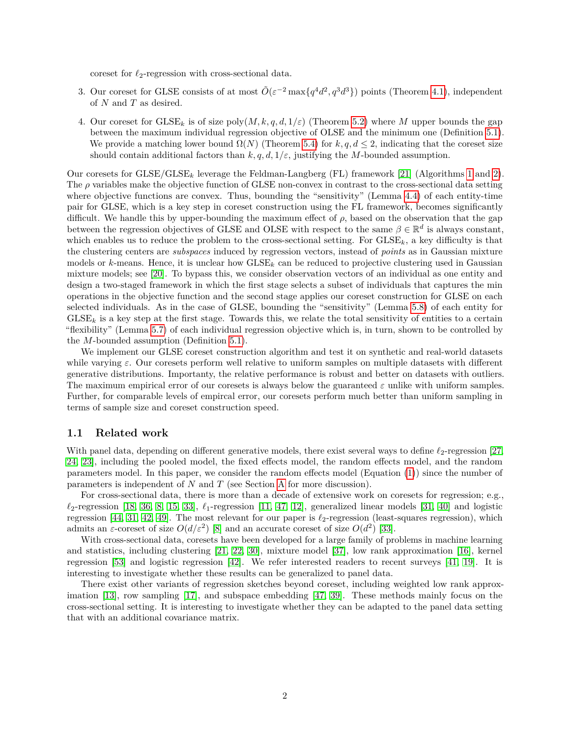coreset for $\ell_2$-regression with cross-sectional data.

3. Our coreset for GLSE consists of at most $\tilde{O}(\varepsilon^{-2}\max\{q^4 d^2, q^3 d^3\})$ points (Theorem 4.1), independent of $N$ and $T$ as desired.

4. Our coreset for $\mathrm{GLSE}_k$ is of size $\mathrm{poly}(M,k,q,d,1/\varepsilon)$ (Theorem 5.2) where $M$ upper bounds the gap between the maximum individual regression objective of OLSE and the minimum one (Definition 5.1). We provide a matching lower bound $\Omega(N)$ (Theorem 5.4) for $k,q,d\le 2$, indicating that the coreset size should contain additional factors than $k,q,d,1/\varepsilon$, justifying the $M$-bounded assumption.

Our coresets for GLSE/$\mathrm{GLSE}_k$ leverage the Feldman-Langberg (FL) framework [21] (Algorithms 1 and 2). The $\rho$ variables make the objective function of GLSE non-convex in contrast to the cross-sectional data setting where objective functions are convex. Thus, bounding the "sensitivity" (Lemma 4.4) of each entity-time pair for GLSE, which is a key step in coreset construction using the FL framework, becomes significantly difficult. We handle this by upper-bounding the maximum effect of $\rho$, based on the observation that the gap between the regression objectives of GLSE and OLSE with respect to the same $\beta\in\mathbb{R}^d$ is always constant, which enables us to reduce the problem to the cross-sectional setting. For $\mathrm{GLSE}_k$, a key difficulty is that the clustering centers are *subspaces* induced by regression vectors, instead of *points* as in Gaussian mixture models or $k$-means. Hence, it is unclear how $\mathrm{GLSE}_k$ can be reduced to projective clustering used in Gaussian mixture models; see [20]. To bypass this, we consider observation vectors of an individual as one entity and design a two-staged framework in which the first stage selects a subset of individuals that captures the min operations in the objective function and the second stage applies our coreset construction for GLSE on each selected individuals. As in the case of GLSE, bounding the "sensitivity" (Lemma 5.8) of each entity for $\mathrm{GLSE}_k$ is a key step at the first stage. Towards this, we relate the total sensitivity of entities to a certain "flexibility" (Lemma 5.7) of each individual regression objective which is, in turn, shown to be controlled by the $M$-bounded assumption (Definition 5.1).

We implement our GLSE coreset construction algorithm and test it on synthetic and real-world datasets while varying $\varepsilon$. Our coresets perform well relative to uniform samples on multiple datasets with different generative distributions. Importanty, the relative performance is robust and better on datasets with outliers. The maximum empirical error of our coresets is always below the guaranteed $\varepsilon$ unlike with uniform samples. Further, for comparable levels of empircal error, our coresets perform much better than uniform sampling in terms of sample size and coreset construction speed.

## 1.1 Related work

With panel data, depending on different generative models, there exist several ways to define $\ell_2$-regression [27, 24, 23], including the pooled model, the fixed effects model, the random effects model, and the random parameters model. In this paper, we consider the random effects model (Equation (1)) since the number of parameters is independent of $N$ and $T$ (see Section A for more discussion).

For cross-sectional data, there is more than a decade of extensive work on coresets for regression; e.g., $\ell_2$-regression [18, 36, 8, 15, 33], $\ell_1$-regression [11, 47, 12], generalized linear models [31, 40] and logistic regression [44, 31, 42, 49]. The most relevant for our paper is $\ell_2$-regression (least-squares regression), which admits an $\varepsilon$-coreset of size $O(d/\varepsilon^2)$ [8] and an accurate coreset of size $O(d^2)$ [33].

With cross-sectional data, coresets have been developed for a large family of problems in machine learning and statistics, including clustering [21, 22, 30], mixture model [37], low rank approximation [16], kernel regression [53] and logistic regression [42]. We refer interested readers to recent surveys [41, 19]. It is interesting to investigate whether these results can be generalized to panel data.

There exist other variants of regression sketches beyond coreset, including weighted low rank approximation [13], row sampling [17], and subspace embedding [47, 39]. These methods mainly focus on the cross-sectional setting. It is interesting to investigate whether they can be adapted to the panel data setting that with an additional covariance matrix.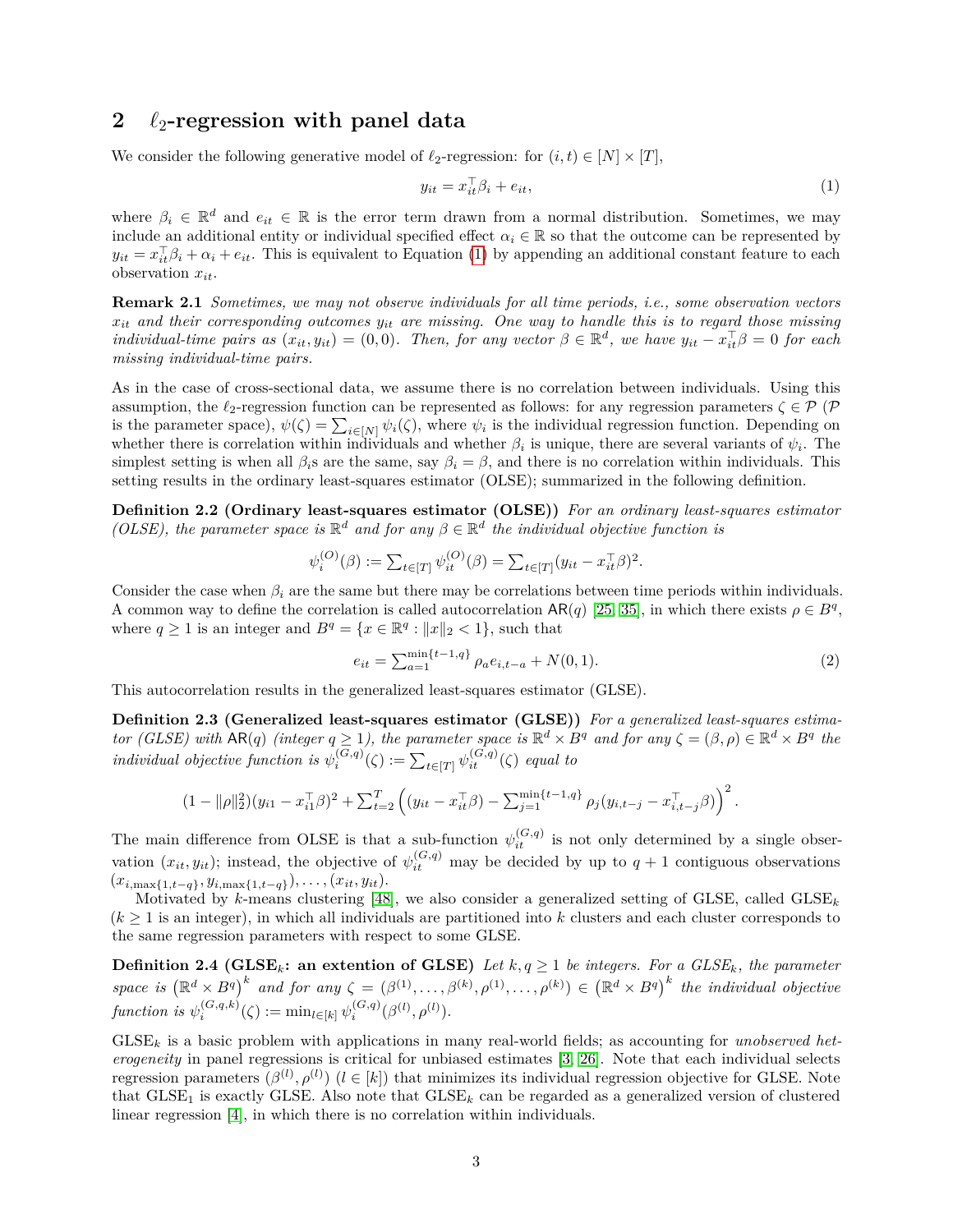## 2 $\ell_2$-regression with panel data

We consider the following generative model of $\ell_2$-regression: for $(i,t) \in [N] \times [T]$,

$$y_{it} = x_{it}^\top \beta_i + e_{it}, \tag{1}$$

where $\beta_i \in \mathbb{R}^d$ and $e_{it} \in \mathbb{R}$ is the error term drawn from a normal distribution. Sometimes, we may include an additional entity or individual specified effect $\alpha_i \in \mathbb{R}$ so that the outcome can be represented by $y_{it} = x_{it}^\top \beta_i + \alpha_i + e_{it}$. This is equivalent to Equation (1) by appending an additional constant feature to each observation $x_{it}$.

**Remark 2.1** *Sometimes, we may not observe individuals for all time periods, i.e., some observation vectors $x_{it}$ and their corresponding outcomes $y_{it}$ are missing. One way to handle this is to regard those missing individual-time pairs as $(x_{it}, y_{it}) = (0, 0)$. Then, for any vector $\beta \in \mathbb{R}^d$, we have $y_{it} - x_{it}^\top \beta = 0$ for each missing individual-time pairs.*

As in the case of cross-sectional data, we assume there is no correlation between individuals. Using this assumption, the $\ell_2$-regression function can be represented as follows: for any regression parameters $\zeta \in \mathcal{P}$ ($\mathcal{P}$ is the parameter space), $\psi(\zeta) = \sum_{i\in[N]} \psi_i(\zeta)$, where $\psi_i$ is the individual regression function. Depending on whether there is correlation within individuals and whether $\beta_i$ is unique, there are several variants of $\psi_i$. The simplest setting is when all $\beta_i$s are the same, say $\beta_i = \beta$, and there is no correlation within individuals. This setting results in the ordinary least-squares estimator (OLSE); summarized in the following definition.

**Definition 2.2 (Ordinary least-squares estimator (OLSE))** *For an ordinary least-squares estimator (OLSE), the parameter space is $\mathbb{R}^d$ and for any $\beta \in \mathbb{R}^d$ the individual objective function is*

$$\psi_i^{(O)}(\beta) := \sum_{t\in[T]} \psi_{it}^{(O)}(\beta) = \sum_{t\in[T]} (y_{it} - x_{it}^\top \beta)^2.$$

Consider the case when $\beta_i$ are the same but there may be correlations between time periods within individuals. A common way to define the correlation is called autocorrelation $\mathsf{AR}(q)$ [25, 35], in which there exists $\rho \in B^q$, where $q \geq 1$ is an integer and $B^q = \{x \in \mathbb{R}^q : \|x\|_2 < 1\}$, such that

$$e_{it} = \sum_{a=1}^{\min\{t-1,q\}} \rho_a e_{i,t-a} + N(0,1). \tag{2}$$

This autocorrelation results in the generalized least-squares estimator (GLSE).

**Definition 2.3 (Generalized least-squares estimator (GLSE))** *For a generalized least-squares estimator (GLSE) with $\mathsf{AR}(q)$ (integer $q \geq 1$), the parameter space is $\mathbb{R}^d \times B^q$ and for any $\zeta = (\beta, \rho) \in \mathbb{R}^d \times B^q$ the individual objective function is $\psi_i^{(G,q)}(\zeta) := \sum_{t\in[T]} \psi_{it}^{(G,q)}(\zeta)$ equal to*

$$(1 - \|\rho\|_2^2)(y_{i1} - x_{i1}^\top \beta)^2 + \sum_{t=2}^{T} \left( (y_{it} - x_{it}^\top \beta) - \sum_{j=1}^{\min\{t-1,q\}} \rho_j (y_{i,t-j} - x_{i,t-j}^\top \beta) \right)^2.$$

The main difference from OLSE is that a sub-function $\psi_{it}^{(G,q)}$ is not only determined by a single observation $(x_{it}, y_{it})$; instead, the objective of $\psi_{it}^{(G,q)}$ may be decided by up to $q+1$ contiguous observations $(x_{i,\max\{1,t-q\}}, y_{i,\max\{1,t-q\}}), \ldots, (x_{it}, y_{it})$.

Motivated by $k$-means clustering [48], we also consider a generalized setting of GLSE, called GLSE$_k$ ($k \geq 1$ is an integer), in which all individuals are partitioned into $k$ clusters and each cluster corresponds to the same regression parameters with respect to some GLSE.

**Definition 2.4 (GLSE$_k$: an extention of GLSE)** *Let $k, q \geq 1$ be integers. For a GLSE$_k$, the parameter space is $\left(\mathbb{R}^d \times B^q\right)^k$ and for any $\zeta = (\beta^{(1)}, \ldots, \beta^{(k)}, \rho^{(1)}, \ldots, \rho^{(k)}) \in \left(\mathbb{R}^d \times B^q\right)^k$ the individual objective function is $\psi_i^{(G,q,k)}(\zeta) := \min_{l\in[k]} \psi_i^{(G,q)}(\beta^{(l)}, \rho^{(l)})$.*

GLSE$_k$ is a basic problem with applications in many real-world fields; as accounting for *unobserved heterogeneity* in panel regressions is critical for unbiased estimates [3, 26]. Note that each individual selects regression parameters $(\beta^{(l)}, \rho^{(l)})$ ($l \in [k]$) that minimizes its individual regression objective for GLSE. Note that GLSE$_1$ is exactly GLSE. Also note that GLSE$_k$ can be regarded as a generalized version of clustered linear regression [4], in which there is no correlation within individuals.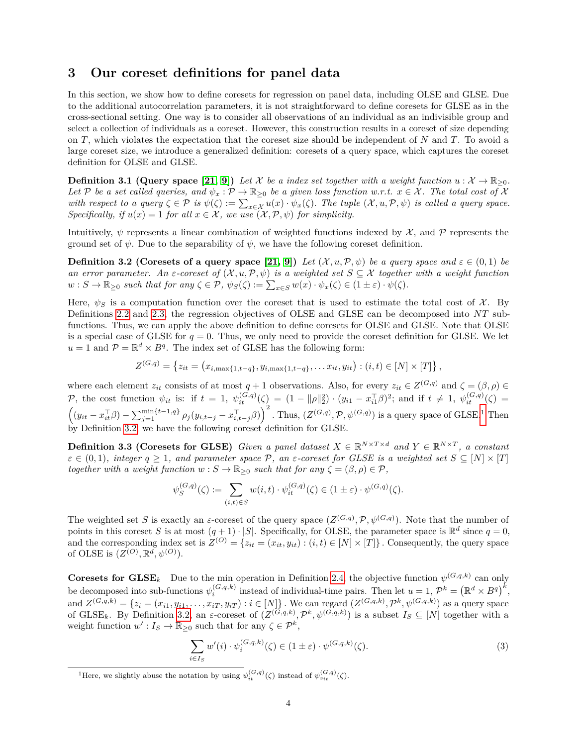# 3 Our coreset definitions for panel data

In this section, we show how to define coresets for regression on panel data, including OLSE and GLSE. Due to the additional autocorrelation parameters, it is not straightforward to define coresets for GLSE as in the cross-sectional setting. One way is to consider all observations of an individual as an indivisible group and select a collection of individuals as a coreset. However, this construction results in a coreset of size depending on $T$, which violates the expectation that the coreset size should be independent of $N$ and $T$. To avoid a large coreset size, we introduce a generalized definition: coresets of a query space, which captures the coreset definition for OLSE and GLSE.

**Definition 3.1 (Query space [21, 9])** *Let $\mathcal{X}$ be a index set together with a weight function $u : \mathcal{X} \to \mathbb{R}_{\geq 0}$. Let $\mathcal{P}$ be a set called queries, and $\psi_x : \mathcal{P} \to \mathbb{R}_{\geq 0}$ be a given loss function w.r.t. $x \in \mathcal{X}$. The total cost of $\mathcal{X}$ with respect to a query $\zeta \in \mathcal{P}$ is $\psi(\zeta) := \sum_{x \in \mathcal{X}} u(x) \cdot \psi_x(\zeta)$. The tuple $(\mathcal{X}, u, \mathcal{P}, \psi)$ is called a query space. Specifically, if $u(x) = 1$ for all $x \in \mathcal{X}$, we use $(\mathcal{X}, \mathcal{P}, \psi)$ for simplicity.*

Intuitively, $\psi$ represents a linear combination of weighted functions indexed by $\mathcal{X}$, and $\mathcal{P}$ represents the ground set of $\psi$. Due to the separability of $\psi$, we have the following coreset definition.

**Definition 3.2 (Coresets of a query space [21, 9])** *Let $(\mathcal{X}, u, \mathcal{P}, \psi)$ be a query space and $\varepsilon \in (0, 1)$ be an error parameter. An $\varepsilon$-coreset of $(\mathcal{X}, u, \mathcal{P}, \psi)$ is a weighted set $S \subseteq \mathcal{X}$ together with a weight function $w : S \to \mathbb{R}_{\geq 0}$ such that for any $\zeta \in \mathcal{P}$, $\psi_S(\zeta) := \sum_{x \in S} w(x) \cdot \psi_x(\zeta) \in (1 \pm \varepsilon) \cdot \psi(\zeta)$.*

Here, $\psi_S$ is a computation function over the coreset that is used to estimate the total cost of $\mathcal{X}$. By Definitions 2.2 and 2.3, the regression objectives of OLSE and GLSE can be decomposed into $NT$ sub-functions. Thus, we can apply the above definition to define coresets for OLSE and GLSE. Note that OLSE is a special case of GLSE for $q = 0$. Thus, we only need to provide the coreset definition for GLSE. We let $u = 1$ and $\mathcal{P} = \mathbb{R}^d \times B^q$. The index set of GLSE has the following form:

$$Z^{(G,q)} = \left\{ z_{it} = \left( x_{i,\max\{1,t-q\}}, y_{i,\max\{1,t-q\}}, \ldots x_{it}, y_{it} \right) : (i,t) \in [N] \times [T] \right\},$$

where each element $z_{it}$ consists of at most $q+1$ observations. Also, for every $z_{it} \in Z^{(G,q)}$ and $\zeta = (\beta, \rho) \in \mathcal{P}$, the cost function $\psi_{it}$ is: if $t = 1$, $\psi_{it}^{(G,q)}(\zeta) = (1 - \|\rho\|_2^2) \cdot (y_{i1} - x_{i1}^\top \beta)^2$; and if $t \neq 1$, $\psi_{it}^{(G,q)}(\zeta) = \left( (y_{it} - x_{it}^\top \beta) - \sum_{j=1}^{\min\{t-1,q\}} \rho_j (y_{i,t-j} - x_{i,t-j}^\top \beta) \right)^2$. Thus, $(Z^{(G,q)}, \mathcal{P}, \psi^{(G,q)})$ is a query space of GLSE.[1] Then by Definition 3.2, we have the following coreset definition for GLSE.

**Definition 3.3 (Coresets for GLSE)** *Given a panel dataset $X \in \mathbb{R}^{N \times T \times d}$ and $Y \in \mathbb{R}^{N \times T}$, a constant $\varepsilon \in (0, 1)$, integer $q \geq 1$, and parameter space $\mathcal{P}$, an $\varepsilon$-coreset for GLSE is a weighted set $S \subseteq [N] \times [T]$ together with a weight function $w : S \to \mathbb{R}_{\geq 0}$ such that for any $\zeta = (\beta, \rho) \in \mathcal{P}$,*

$$\psi_S^{(G,q)}(\zeta) := \sum_{(i,t) \in S} w(i,t) \cdot \psi_{it}^{(G,q)}(\zeta) \in (1 \pm \varepsilon) \cdot \psi^{(G,q)}(\zeta).$$

The weighted set $S$ is exactly an $\varepsilon$-coreset of the query space $(Z^{(G,q)}, \mathcal{P}, \psi^{(G,q)})$. Note that the number of points in this coreset $S$ is at most $(q+1) \cdot |S|$. Specifically, for OLSE, the parameter space is $\mathbb{R}^d$ since $q = 0$, and the corresponding index set is $Z^{(O)} = \{ z_{it} = (x_{it}, y_{it}) : (i,t) \in [N] \times [T] \}$. Consequently, the query space of OLSE is $(Z^{(O)}, \mathbb{R}^d, \psi^{(O)})$.

**Coresets for GLSE$_k$** Due to the min operation in Definition 2.4, the objective function $\psi^{(G,q,k)}$ can only be decomposed into sub-functions $\psi_i^{(G,q,k)}$ instead of individual-time pairs. Then let $u = 1$, $\mathcal{P}^k = \left( \mathbb{R}^d \times B^q \right)^k$, and $Z^{(G,q,k)} = \{ z_i = (x_{i1}, y_{i1}, \ldots, x_{iT}, y_{iT}) : i \in [N] \}$. We can regard $(Z^{(G,q,k)}, \mathcal{P}^k, \psi^{(G,q,k)})$ as a query space of GLSE$_k$. By Definition 3.2, an $\varepsilon$-coreset of $(Z^{(G,q,k)}, \mathcal{P}^k, \psi^{(G,q,k)})$ is a subset $I_S \subseteq [N]$ together with a weight function $w' : I_S \to \mathbb{R}_{\geq 0}$ such that for any $\zeta \in \mathcal{P}^k$,

$$\sum_{i \in I_S} w'(i) \cdot \psi_i^{(G,q,k)}(\zeta) \in (1 \pm \varepsilon) \cdot \psi^{(G,q,k)}(\zeta). \tag{3}$$

[1] Here, we slightly abuse the notation by using $\psi_{it}^{(G,q)}(\zeta)$ instead of $\psi_{z_{it}}^{(G,q)}(\zeta)$.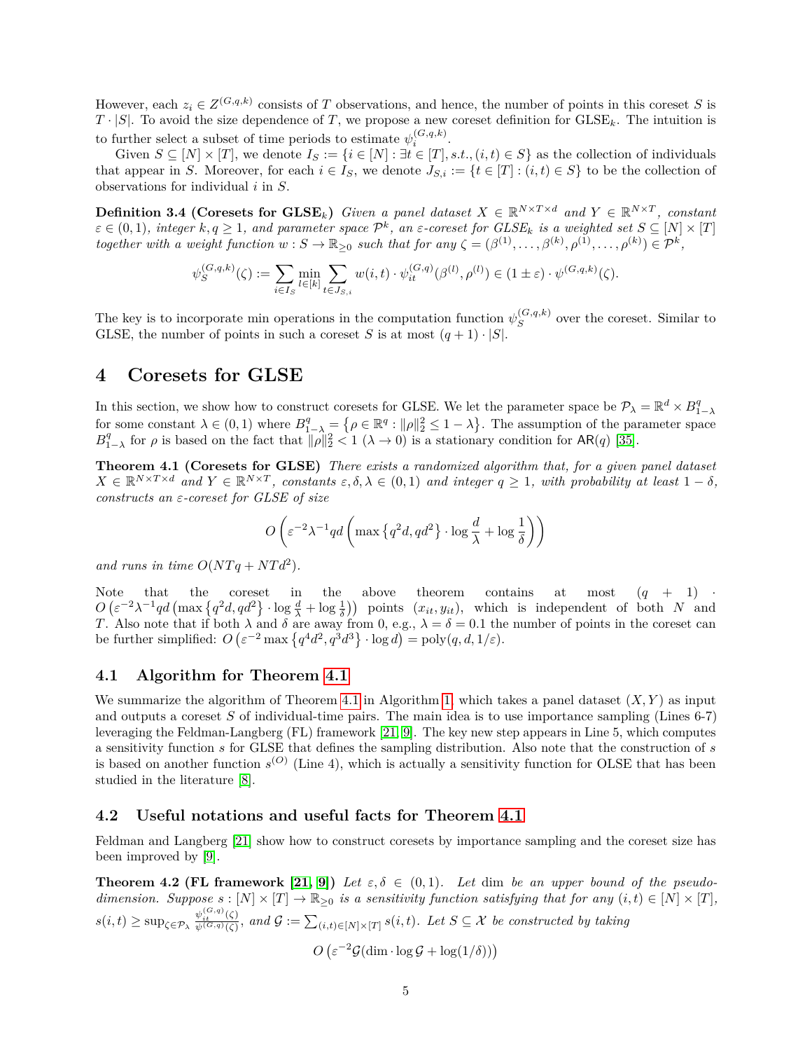However, each $z_i \in Z^{(G,q,k)}$ consists of $T$ observations, and hence, the number of points in this coreset $S$ is $T \cdot |S|$. To avoid the size dependence of $T$, we propose a new coreset definition for $\mathrm{GLSE}_k$. The intuition is to further select a subset of time periods to estimate $\psi_i^{(G,q,k)}$.

Given $S \subseteq [N] \times [T]$, we denote $I_S := \{i \in [N] : \exists t \in [T], s.t., (i,t) \in S\}$ as the collection of individuals that appear in $S$. Moreover, for each $i \in I_S$, we denote $J_{S,i} := \{t \in [T] : (i,t) \in S\}$ to be the collection of observations for individual $i$ in $S$.

**Definition 3.4 (Coresets for $\mathrm{GLSE}_k$)** *Given a panel dataset $X \in \mathbb{R}^{N\times T\times d}$ and $Y \in \mathbb{R}^{N\times T}$, constant $\varepsilon \in (0,1)$, integer $k, q \geq 1$, and parameter space $\mathcal{P}^k$, an $\varepsilon$-coreset for $GLSE_k$ is a weighted set $S \subseteq [N] \times [T]$ together with a weight function $w : S \to \mathbb{R}_{\geq 0}$ such that for any $\zeta = (\beta^{(1)}, \ldots, \beta^{(k)}, \rho^{(1)}, \ldots, \rho^{(k)}) \in \mathcal{P}^k$,*

$$\psi_S^{(G,q,k)}(\zeta) := \sum_{i\in I_S} \min_{l\in[k]} \sum_{t\in J_{S,i}} w(i,t) \cdot \psi_{it}^{(G,q)}(\beta^{(l)}, \rho^{(l)}) \in (1 \pm \varepsilon) \cdot \psi^{(G,q,k)}(\zeta).$$

The key is to incorporate min operations in the computation function $\psi_S^{(G,q,k)}$ over the coreset. Similar to GLSE, the number of points in such a coreset $S$ is at most $(q+1) \cdot |S|$.

# 4 Coresets for GLSE

In this section, we show how to construct coresets for GLSE. We let the parameter space be $\mathcal{P}_\lambda = \mathbb{R}^d \times B_{1-\lambda}^q$ for some constant $\lambda \in (0,1)$ where $B_{1-\lambda}^q = \left\{\rho \in \mathbb{R}^q : \|\rho\|_2^2 \leq 1-\lambda\right\}$. The assumption of the parameter space $B_{1-\lambda}^q$ for $\rho$ is based on the fact that $\|\rho\|_2^2 < 1$ $(\lambda \to 0)$ is a stationary condition for $\mathsf{AR}(q)$ [35].

**Theorem 4.1 (Coresets for GLSE)** *There exists a randomized algorithm that, for a given panel dataset $X \in \mathbb{R}^{N\times T\times d}$ and $Y \in \mathbb{R}^{N\times T}$, constants $\varepsilon, \delta, \lambda \in (0,1)$ and integer $q \geq 1$, with probability at least $1-\delta$, constructs an $\varepsilon$-coreset for GLSE of size*

$$O\left(\varepsilon^{-2}\lambda^{-1}qd\left(\max\left\{q^2 d, qd^2\right\} \cdot \log\frac{d}{\lambda} + \log\frac{1}{\delta}\right)\right)$$

*and runs in time $O(NTq + NTd^2)$.*

Note that the coreset in the above theorem contains at most $(q+1) \cdot O\left(\varepsilon^{-2}\lambda^{-1}qd\left(\max\left\{q^2d, qd^2\right\} \cdot \log\frac{d}{\lambda} + \log\frac{1}{\delta}\right)\right)$ points $(x_{it}, y_{it})$, which is independent of both $N$ and $T$. Also note that if both $\lambda$ and $\delta$ are away from 0, e.g., $\lambda = \delta = 0.1$ the number of points in the coreset can be further simplified: $O\left(\varepsilon^{-2} \max\left\{q^4 d^2, q^3 d^3\right\} \cdot \log d\right) = \mathrm{poly}(q, d, 1/\varepsilon)$.

## 4.1 Algorithm for Theorem 4.1

We summarize the algorithm of Theorem 4.1 in Algorithm 1, which takes a panel dataset $(X, Y)$ as input and outputs a coreset $S$ of individual-time pairs. The main idea is to use importance sampling (Lines 6-7) leveraging the Feldman-Langberg (FL) framework [21, 9]. The key new step appears in Line 5, which computes a sensitivity function $s$ for GLSE that defines the sampling distribution. Also note that the construction of $s$ is based on another function $s^{(O)}$ (Line 4), which is actually a sensitivity function for OLSE that has been studied in the literature [8].

## 4.2 Useful notations and useful facts for Theorem 4.1

Feldman and Langberg [21] show how to construct coresets by importance sampling and the coreset size has been improved by [9].

**Theorem 4.2 (FL framework [21, 9])** *Let $\varepsilon, \delta \in (0,1)$. Let $\dim$ be an upper bound of the pseudo-dimension. Suppose $s : [N] \times [T] \to \mathbb{R}_{\geq 0}$ is a sensitivity function satisfying that for any $(i,t) \in [N] \times [T]$, $s(i,t) \geq \sup_{\zeta\in\mathcal{P}_\lambda} \frac{\psi_{it}^{(G,q)}(\zeta)}{\psi^{(G,q)}(\zeta)}$, and $\mathcal{G} := \sum_{(i,t)\in[N]\times[T]} s(i,t)$. Let $S \subseteq \mathcal{X}$ be constructed by taking*

$$O\left(\varepsilon^{-2}\mathcal{G}(\dim \cdot \log \mathcal{G} + \log(1/\delta))\right)$$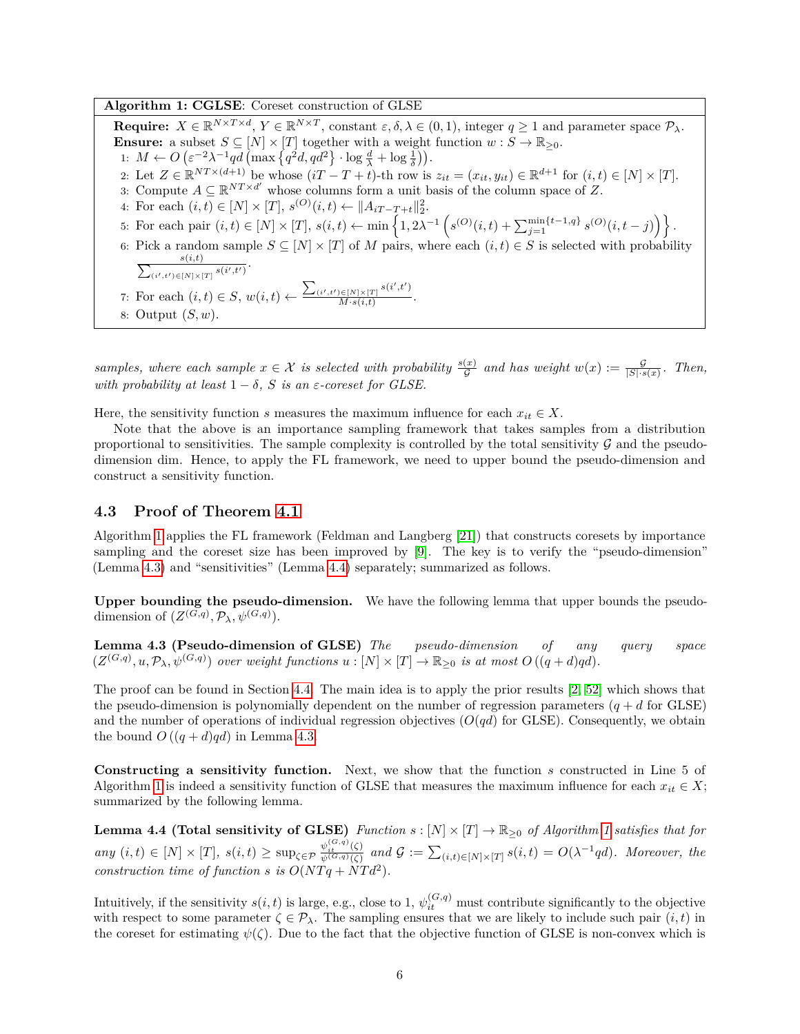**Algorithm 1: CGLSE**: Coreset construction of GLSE

**Require:** $X \in \mathbb{R}^{N\times T\times d}$, $Y \in \mathbb{R}^{N\times T}$, constant $\varepsilon, \delta, \lambda \in (0,1)$, integer $q \geq 1$ and parameter space $\mathcal{P}_\lambda$.
**Ensure:** a subset $S \subseteq [N]\times[T]$ together with a weight function $w : S \to \mathbb{R}_{\geq 0}$.

1: $M \leftarrow O\left(\varepsilon^{-2}\lambda^{-1} qd \left(\max\left\{q^2 d, qd^2\right\} \cdot \log\frac{d}{\lambda} + \log\frac{1}{\delta}\right)\right)$.
2: Let $Z \in \mathbb{R}^{NT\times(d+1)}$ be whose $(iT-T+t)$-th row is $z_{it} = (x_{it}, y_{it}) \in \mathbb{R}^{d+1}$ for $(i,t)\in[N]\times[T]$.
3: Compute $A \subseteq \mathbb{R}^{NT\times d'}$ whose columns form a unit basis of the column space of $Z$.
4: For each $(i,t)\in[N]\times[T]$, $s^{(O)}(i,t) \leftarrow \|A_{iT-T+t}\|_2^2$.
5: For each pair $(i,t)\in[N]\times[T]$, $s(i,t) \leftarrow \min\left\{1, 2\lambda^{-1}\left(s^{(O)}(i,t) + \sum_{j=1}^{\min\{t-1,q\}} s^{(O)}(i,t-j)\right)\right\}$.
6: Pick a random sample $S \subseteq [N]\times[T]$ of $M$ pairs, where each $(i,t)\in S$ is selected with probability $\frac{s(i,t)}{\sum_{(i',t')\in[N]\times[T]} s(i',t')}$.
7: For each $(i,t)\in S$, $w(i,t) \leftarrow \frac{\sum_{(i',t')\in[N]\times[T]} s(i',t')}{M\cdot s(i,t)}$.
8: Output $(S,w)$.

*samples, where each sample $x \in \mathcal{X}$ is selected with probability $\frac{s(x)}{\mathcal{G}}$ and has weight $w(x) := \frac{\mathcal{G}}{|S|\cdot s(x)}$. Then, with probability at least $1-\delta$, $S$ is an $\varepsilon$-coreset for GLSE.*

Here, the sensitivity function $s$ measures the maximum influence for each $x_{it} \in X$.

Note that the above is an importance sampling framework that takes samples from a distribution proportional to sensitivities. The sample complexity is controlled by the total sensitivity $\mathcal{G}$ and the pseudo-dimension dim. Hence, to apply the FL framework, we need to upper bound the pseudo-dimension and construct a sensitivity function.

### 4.3 Proof of Theorem 4.1

Algorithm 1 applies the FL framework (Feldman and Langberg [21]) that constructs coresets by importance sampling and the coreset size has been improved by [9]. The key is to verify the "pseudo-dimension" (Lemma 4.3) and "sensitivities" (Lemma 4.4) separately; summarized as follows.

**Upper bounding the pseudo-dimension.** We have the following lemma that upper bounds the pseudo-dimension of $(Z^{(G,q)}, \mathcal{P}_\lambda, \psi^{(G,q)})$.

**Lemma 4.3 (Pseudo-dimension of GLSE)** *The pseudo-dimension of any query space $(Z^{(G,q)}, u, \mathcal{P}_\lambda, \psi^{(G,q)})$ over weight functions $u : [N]\times[T] \to \mathbb{R}_{\geq 0}$ is at most $O((q+d)qd)$.*

The proof can be found in Section 4.4. The main idea is to apply the prior results [2, 52] which shows that the pseudo-dimension is polynomially dependent on the number of regression parameters ($q+d$ for GLSE) and the number of operations of individual regression objectives ($O(qd)$ for GLSE). Consequently, we obtain the bound $O((q+d)qd)$ in Lemma 4.3.

**Constructing a sensitivity function.** Next, we show that the function $s$ constructed in Line 5 of Algorithm 1 is indeed a sensitivity function of GLSE that measures the maximum influence for each $x_{it} \in X$; summarized by the following lemma.

**Lemma 4.4 (Total sensitivity of GLSE)** *Function $s : [N]\times[T] \to \mathbb{R}_{\geq 0}$ of Algorithm 1 satisfies that for any $(i,t)\in[N]\times[T]$, $s(i,t) \geq \sup_{\zeta\in\mathcal{P}} \frac{\psi_{it}^{(G,q)}(\zeta)}{\psi^{(G,q)}(\zeta)}$ and $\mathcal{G} := \sum_{(i,t)\in[N]\times[T]} s(i,t) = O(\lambda^{-1}qd)$. Moreover, the construction time of function $s$ is $O(NTq + NTd^2)$.*

Intuitively, if the sensitivity $s(i,t)$ is large, e.g., close to 1, $\psi_{it}^{(G,q)}$ must contribute significantly to the objective with respect to some parameter $\zeta \in \mathcal{P}_\lambda$. The sampling ensures that we are likely to include such pair $(i,t)$ in the coreset for estimating $\psi(\zeta)$. Due to the fact that the objective function of GLSE is non-convex which is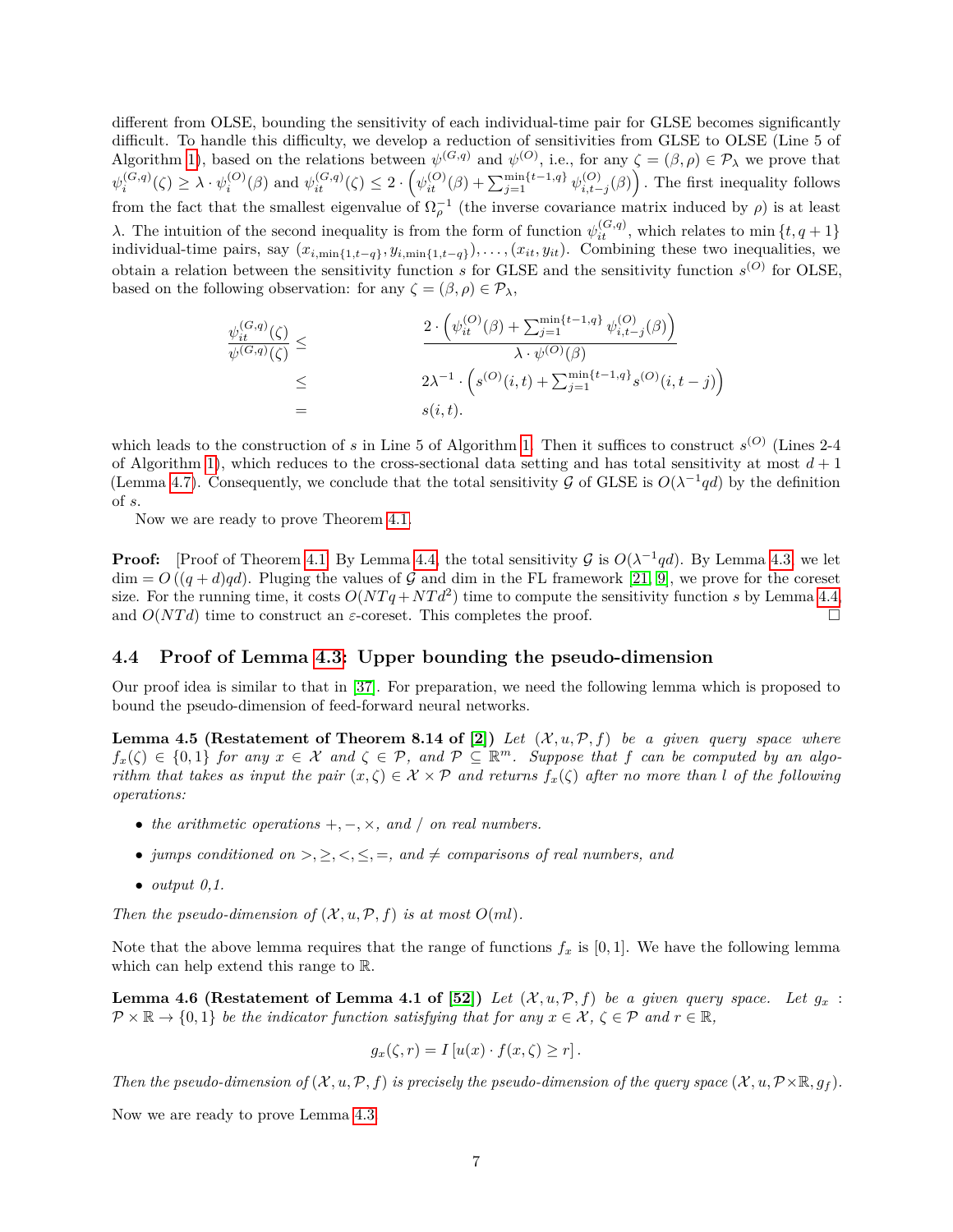different from OLSE, bounding the sensitivity of each individual-time pair for GLSE becomes significantly difficult. To handle this difficulty, we develop a reduction of sensitivities from GLSE to OLSE (Line 5 of Algorithm 1), based on the relations between $\psi^{(G,q)}$ and $\psi^{(O)}$, i.e., for any $\zeta = (\beta, \rho) \in \mathcal{P}_\lambda$ we prove that $\psi_i^{(G,q)}(\zeta) \geq \lambda \cdot \psi_i^{(O)}(\beta)$ and $\psi_{it}^{(G,q)}(\zeta) \leq 2 \cdot \left(\psi_{it}^{(O)}(\beta) + \sum_{j=1}^{\min\{t-1,q\}} \psi_{i,t-j}^{(O)}(\beta)\right)$. The first inequality follows from the fact that the smallest eigenvalue of $\Omega_\rho^{-1}$ (the inverse covariance matrix induced by $\rho$) is at least $\lambda$. The intuition of the second inequality is from the form of function $\psi_{it}^{(G,q)}$, which relates to $\min\{t, q+1\}$ individual-time pairs, say $(x_{i,\min\{1,t-q\}}, y_{i,\min\{1,t-q\}}), \ldots, (x_{it}, y_{it})$. Combining these two inequalities, we obtain a relation between the sensitivity function $s$ for GLSE and the sensitivity function $s^{(O)}$ for OLSE, based on the following observation: for any $\zeta = (\beta, \rho) \in \mathcal{P}_\lambda$,

$$
\begin{aligned}
\frac{\psi_{it}^{(G,q)}(\zeta)}{\psi^{(G,q)}(\zeta)} \leq & \quad \frac{2 \cdot \left(\psi_{it}^{(O)}(\beta) + \sum_{j=1}^{\min\{t-1,q\}} \psi_{i,t-j}^{(O)}(\beta)\right)}{\lambda \cdot \psi^{(O)}(\beta)} \\
\leq & \quad 2\lambda^{-1} \cdot \left(s^{(O)}(i,t) + \sum_{j=1}^{\min\{t-1,q\}} s^{(O)}(i,t-j)\right) \\
= & \quad s(i,t).
\end{aligned}
$$

which leads to the construction of $s$ in Line 5 of Algorithm 1. Then it suffices to construct $s^{(O)}$ (Lines 2-4 of Algorithm 1), which reduces to the cross-sectional data setting and has total sensitivity at most $d+1$ (Lemma 4.7). Consequently, we conclude that the total sensitivity $\mathcal{G}$ of GLSE is $O(\lambda^{-1} qd)$ by the definition of $s$.

Now we are ready to prove Theorem 4.1.

**Proof:** [Proof of Theorem 4.1] By Lemma 4.4, the total sensitivity $\mathcal{G}$ is $O(\lambda^{-1} qd)$. By Lemma 4.3, we let $\dim = O((q+d)qd)$. Pluging the values of $\mathcal{G}$ and dim in the FL framework [21, 9], we prove for the coreset size. For the running time, it costs $O(NTq + NTd^2)$ time to compute the sensitivity function $s$ by Lemma 4.4, and $O(NTd)$ time to construct an $\varepsilon$-coreset. This completes the proof. □

## 4.4 Proof of Lemma 4.3: Upper bounding the pseudo-dimension

Our proof idea is similar to that in [37]. For preparation, we need the following lemma which is proposed to bound the pseudo-dimension of feed-forward neural networks.

**Lemma 4.5 (Restatement of Theorem 8.14 of [2])** *Let $(\mathcal{X}, u, \mathcal{P}, f)$ be a given query space where $f_x(\zeta) \in \{0,1\}$ for any $x \in \mathcal{X}$ and $\zeta \in \mathcal{P}$, and $\mathcal{P} \subseteq \mathbb{R}^m$. Suppose that $f$ can be computed by an algorithm that takes as input the pair $(x, \zeta) \in \mathcal{X} \times \mathcal{P}$ and returns $f_x(\zeta)$ after no more than $l$ of the following operations:*

- *the arithmetic operations $+, -, \times$, and $/$ on real numbers.*
- *jumps conditioned on $>, \geq, <, \leq, =$, and $\neq$ comparisons of real numbers, and*
- *output 0,1.*

*Then the pseudo-dimension of $(\mathcal{X}, u, \mathcal{P}, f)$ is at most $O(ml)$.*

Note that the above lemma requires that the range of functions $f_x$ is $[0,1]$. We have the following lemma which can help extend this range to $\mathbb{R}$.

**Lemma 4.6 (Restatement of Lemma 4.1 of [52])** *Let $(\mathcal{X}, u, \mathcal{P}, f)$ be a given query space. Let $g_x : \mathcal{P} \times \mathbb{R} \to \{0,1\}$ be the indicator function satisfying that for any $x \in \mathcal{X}$, $\zeta \in \mathcal{P}$ and $r \in \mathbb{R}$,*

$$
g_x(\zeta, r) = I\left[u(x) \cdot f(x, \zeta) \geq r\right].
$$

*Then the pseudo-dimension of $(\mathcal{X}, u, \mathcal{P}, f)$ is precisely the pseudo-dimension of the query space $(\mathcal{X}, u, \mathcal{P} \times \mathbb{R}, g_f)$.*

Now we are ready to prove Lemma 4.3.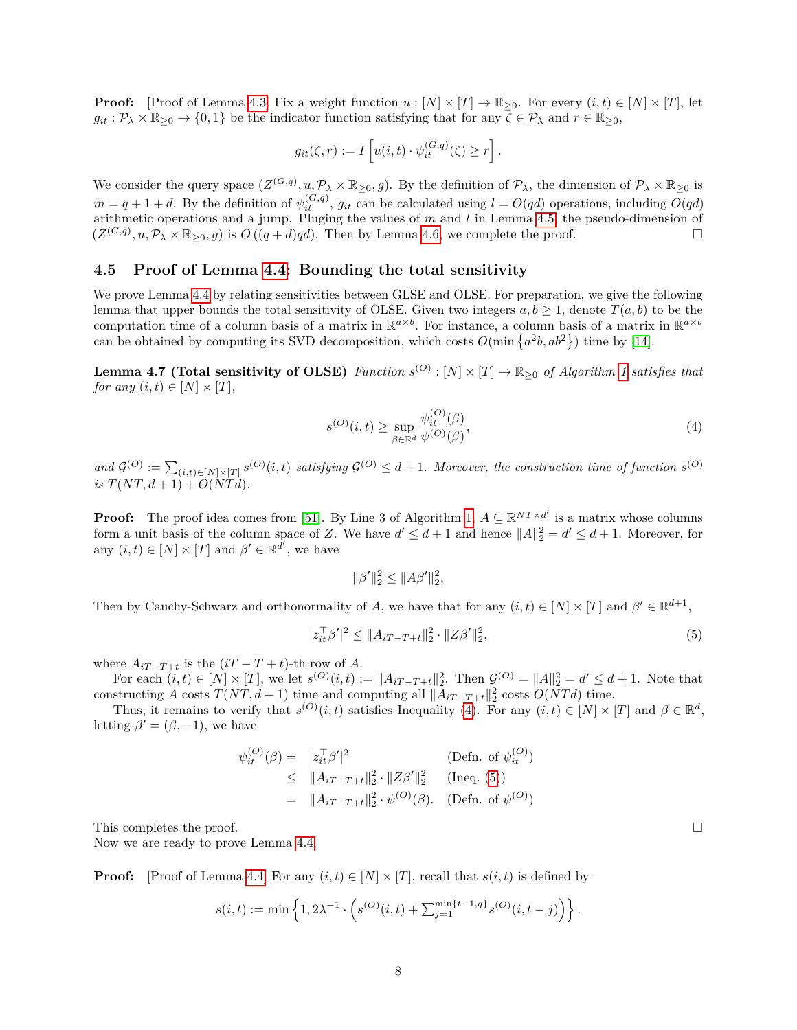**Proof:** [Proof of Lemma 4.3] Fix a weight function $u : [N] \times [T] \to \mathbb{R}_{\geq 0}$. For every $(i,t) \in [N] \times [T]$, let $g_{it} : \mathcal{P}_\lambda \times \mathbb{R}_{\geq 0} \to \{0,1\}$ be the indicator function satisfying that for any $\zeta \in \mathcal{P}_\lambda$ and $r \in \mathbb{R}_{\geq 0}$,

$$g_{it}(\zeta, r) := I\left[u(i,t) \cdot \psi_{it}^{(G,q)}(\zeta) \geq r\right].$$

We consider the query space $(Z^{(G,q)}, u, \mathcal{P}_\lambda \times \mathbb{R}_{\geq 0}, g)$. By the definition of $\mathcal{P}_\lambda$, the dimension of $\mathcal{P}_\lambda \times \mathbb{R}_{\geq 0}$ is $m = q + 1 + d$. By the definition of $\psi_{it}^{(G,q)}$, $g_{it}$ can be calculated using $l = O(qd)$ operations, including $O(qd)$ arithmetic operations and a jump. Pluging the values of $m$ and $l$ in Lemma 4.5, the pseudo-dimension of $(Z^{(G,q)}, u, \mathcal{P}_\lambda \times \mathbb{R}_{\geq 0}, g)$ is $O((q+d)qd)$. Then by Lemma 4.6, we complete the proof. □

## 4.5 Proof of Lemma 4.4: Bounding the total sensitivity

We prove Lemma 4.4 by relating sensitivities between GLSE and OLSE. For preparation, we give the following lemma that upper bounds the total sensitivity of OLSE. Given two integers $a, b \geq 1$, denote $T(a,b)$ to be the computation time of a column basis of a matrix in $\mathbb{R}^{a \times b}$. For instance, a column basis of a matrix in $\mathbb{R}^{a \times b}$ can be obtained by computing its SVD decomposition, which costs $O(\min\{a^2 b, ab^2\})$ time by [14].

**Lemma 4.7 (Total sensitivity of OLSE)** *Function $s^{(O)} : [N] \times [T] \to \mathbb{R}_{\geq 0}$ of Algorithm 1 satisfies that for any $(i,t) \in [N] \times [T]$,*

$$s^{(O)}(i,t) \geq \sup_{\beta \in \mathbb{R}^d} \frac{\psi_{it}^{(O)}(\beta)}{\psi^{(O)}(\beta)}, \tag{4}$$

*and $\mathcal{G}^{(O)} := \sum_{(i,t) \in [N] \times [T]} s^{(O)}(i,t)$ satisfying $\mathcal{G}^{(O)} \leq d+1$. Moreover, the construction time of function $s^{(O)}$ is $T(NT, d+1) + O(NTd)$.*

**Proof:** The proof idea comes from [51]. By Line 3 of Algorithm 1, $A \subseteq \mathbb{R}^{NT \times d'}$ is a matrix whose columns form a unit basis of the column space of $Z$. We have $d' \leq d+1$ and hence $\|A\|_2^2 = d' \leq d+1$. Moreover, for any $(i,t) \in [N] \times [T]$ and $\beta' \in \mathbb{R}^{d'}$, we have

$$\|\beta'\|_2^2 \leq \|A\beta'\|_2^2,$$

Then by Cauchy-Schwarz and orthonormality of $A$, we have that for any $(i,t) \in [N] \times [T]$ and $\beta' \in \mathbb{R}^{d+1}$,

$$|z_{it}^\top \beta'|^2 \leq \|A_{iT-T+t}\|_2^2 \cdot \|Z\beta'\|_2^2, \tag{5}$$

where $A_{iT-T+t}$ is the $(iT - T + t)$-th row of $A$.

For each $(i,t) \in [N] \times [T]$, we let $s^{(O)}(i,t) := \|A_{iT-T+t}\|_2^2$. Then $\mathcal{G}^{(O)} = \|A\|_2^2 = d' \leq d+1$. Note that constructing $A$ costs $T(NT, d+1)$ time and computing all $\|A_{iT-T+t}\|_2^2$ costs $O(NTd)$ time.

Thus, it remains to verify that $s^{(O)}(i,t)$ satisfies Inequality (4). For any $(i,t) \in [N] \times [T]$ and $\beta \in \mathbb{R}^d$, letting $\beta' = (\beta, -1)$, we have

$$\begin{aligned}
\psi_{it}^{(O)}(\beta) &= |z_{it}^\top \beta'|^2 && \text{(Defn. of } \psi_{it}^{(O)}) \\
&\leq \|A_{iT-T+t}\|_2^2 \cdot \|Z\beta'\|_2^2 && \text{(Ineq. (5))} \\
&= \|A_{iT-T+t}\|_2^2 \cdot \psi^{(O)}(\beta). && \text{(Defn. of } \psi^{(O)})
\end{aligned}$$

This completes the proof. □

Now we are ready to prove Lemma 4.4.

**Proof:** [Proof of Lemma 4.4] For any $(i,t) \in [N] \times [T]$, recall that $s(i,t)$ is defined by

$$s(i,t) := \min\left\{1, 2\lambda^{-1} \cdot \left(s^{(O)}(i,t) + \sum_{j=1}^{\min\{t-1,q\}} s^{(O)}(i,t-j)\right)\right\}.$$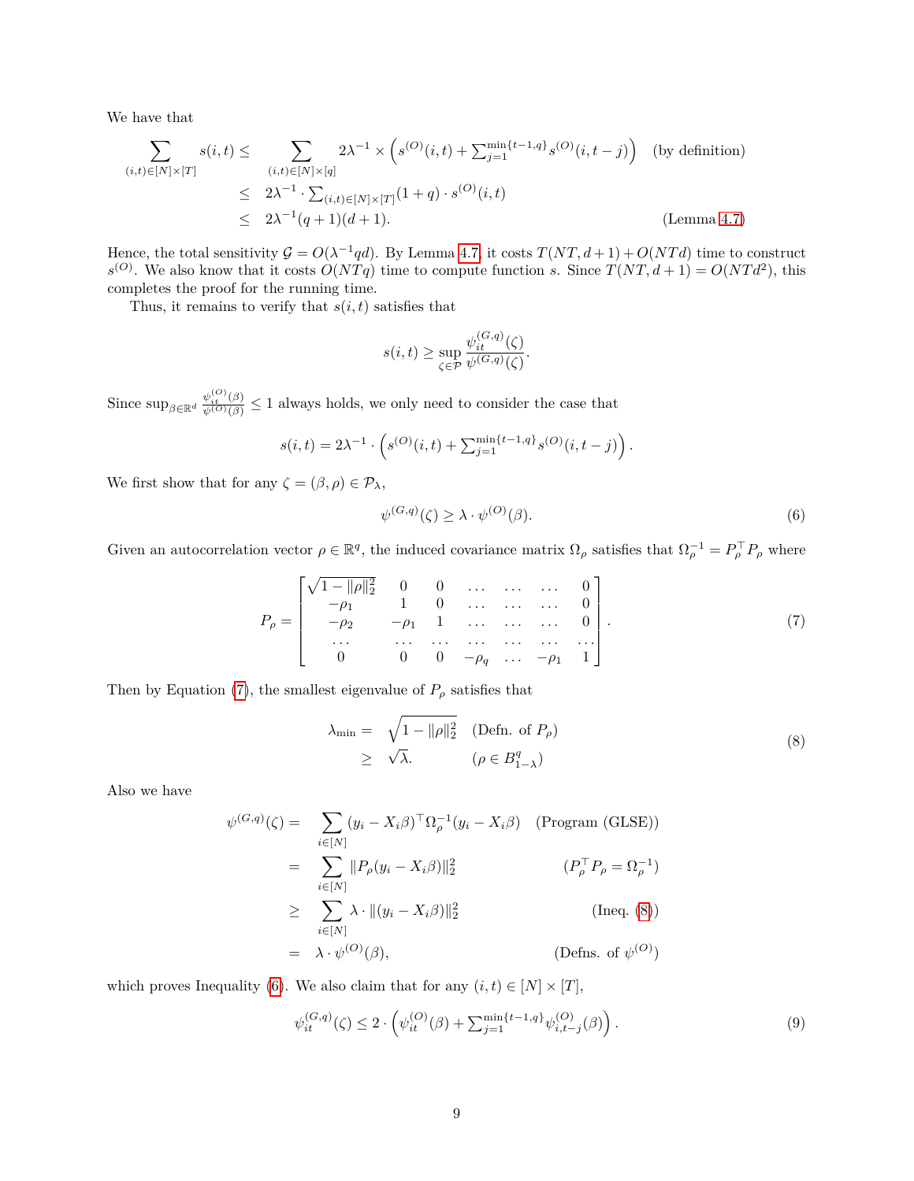We have that

$$
\begin{aligned}
\sum_{(i,t)\in[N]\times[T]} s(i,t) \leq & \sum_{(i,t)\in[N]\times[q]} 2\lambda^{-1} \times \left(s^{(O)}(i,t) + \textstyle\sum_{j=1}^{\min\{t-1,q\}} s^{(O)}(i,t-j)\right) \quad \text{(by definition)} \\
\leq & \ 2\lambda^{-1} \cdot \textstyle\sum_{(i,t)\in[N]\times[T]} (1+q)\cdot s^{(O)}(i,t) \\
\leq & \ 2\lambda^{-1}(q+1)(d+1). \qquad \text{(Lemma 4.7)}
\end{aligned}
$$

Hence, the total sensitivity $\mathcal{G} = O(\lambda^{-1}qd)$. By Lemma 4.7, it costs $T(NT, d+1) + O(NTd)$ time to construct $s^{(O)}$. We also know that it costs $O(NTq)$ time to compute function $s$. Since $T(NT, d+1) = O(NTd^2)$, this completes the proof for the running time.

Thus, it remains to verify that $s(i,t)$ satisfies that

$$
s(i,t) \geq \sup_{\zeta\in\mathcal{P}} \frac{\psi_{it}^{(G,q)}(\zeta)}{\psi^{(G,q)}(\zeta)}.
$$

Since $\sup_{\beta\in\mathbb{R}^d} \frac{\psi_{it}^{(O)}(\beta)}{\psi^{(O)}(\beta)} \leq 1$ always holds, we only need to consider the case that

$$
s(i,t) = 2\lambda^{-1} \cdot \left(s^{(O)}(i,t) + \textstyle\sum_{j=1}^{\min\{t-1,q\}} s^{(O)}(i,t-j)\right).
$$

We first show that for any $\zeta = (\beta, \rho) \in \mathcal{P}_\lambda$,

$$
\psi^{(G,q)}(\zeta) \geq \lambda \cdot \psi^{(O)}(\beta). \tag{6}
$$

Given an autocorrelation vector $\rho \in \mathbb{R}^q$, the induced covariance matrix $\Omega_\rho$ satisfies that $\Omega_\rho^{-1} = P_\rho^\top P_\rho$ where

$$
P_\rho = \begin{bmatrix}
\sqrt{1-\|\rho\|_2^2} & 0 & 0 & \ldots & \ldots & \ldots & 0 \\
-\rho_1 & 1 & 0 & \ldots & \ldots & \ldots & 0 \\
-\rho_2 & -\rho_1 & 1 & \ldots & \ldots & \ldots & 0 \\
\ldots & \ldots & \ldots & \ldots & \ldots & \ldots & \ldots \\
0 & 0 & 0 & -\rho_q & \ldots & -\rho_1 & 1
\end{bmatrix}. \tag{7}
$$

Then by Equation (7), the smallest eigenvalue of $P_\rho$ satisfies that

$$
\begin{aligned}
\lambda_{\min} = & \sqrt{1-\|\rho\|_2^2} \quad \text{(Defn. of } P_\rho) \\
\geq & \sqrt{\lambda}. \qquad\quad (\rho \in B_{1-\lambda}^q)
\end{aligned} \tag{8}
$$

Also we have

$$
\begin{aligned}
\psi^{(G,q)}(\zeta) = & \sum_{i\in[N]} (y_i - X_i\beta)^\top \Omega_\rho^{-1} (y_i - X_i\beta) \quad \text{(Program (GLSE))} \\
= & \sum_{i\in[N]} \|P_\rho(y_i - X_i\beta)\|_2^2 \qquad (P_\rho^\top P_\rho = \Omega_\rho^{-1}) \\
\geq & \sum_{i\in[N]} \lambda \cdot \|(y_i - X_i\beta)\|_2^2 \qquad \text{(Ineq. (8))} \\
= & \ \lambda \cdot \psi^{(O)}(\beta), \qquad \text{(Defns. of } \psi^{(O)})
\end{aligned}
$$

which proves Inequality (6). We also claim that for any $(i,t) \in [N] \times [T]$,

$$
\psi_{it}^{(G,q)}(\zeta) \leq 2 \cdot \left(\psi_{it}^{(O)}(\beta) + \textstyle\sum_{j=1}^{\min\{t-1,q\}} \psi_{i,t-j}^{(O)}(\beta)\right). \tag{9}
$$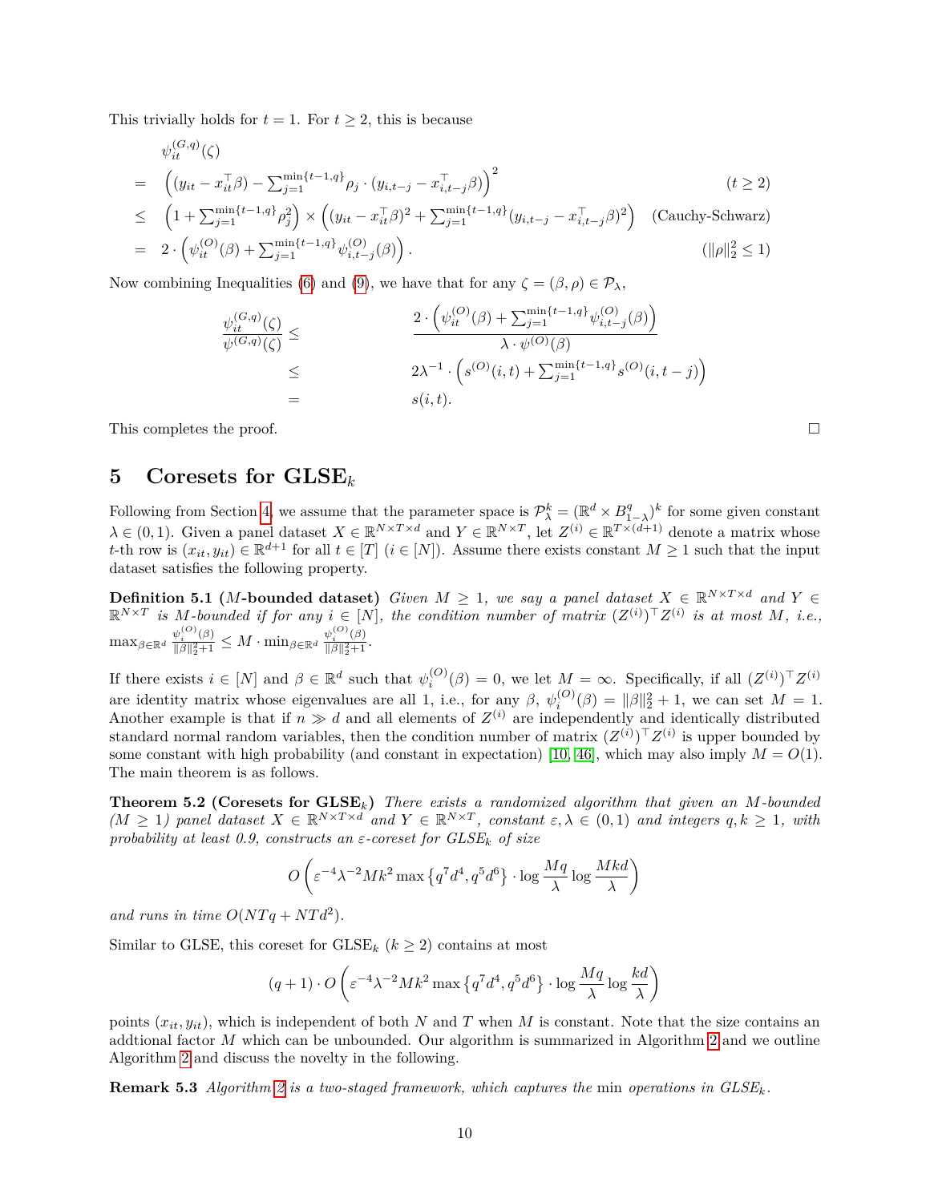This trivially holds for $t = 1$. For $t \geq 2$, this is because

$$
\begin{aligned}
& \psi_{it}^{(G,q)}(\zeta) \\
= \quad & \left((y_{it} - x_{it}^\top \beta) - \sum_{j=1}^{\min\{t-1,q\}} \rho_j \cdot (y_{i,t-j} - x_{i,t-j}^\top \beta)\right)^2 && (t \geq 2) \\
\leq \quad & \left(1 + \sum_{j=1}^{\min\{t-1,q\}} \rho_j^2\right) \times \left((y_{it} - x_{it}^\top \beta)^2 + \sum_{j=1}^{\min\{t-1,q\}} (y_{i,t-j} - x_{i,t-j}^\top \beta)^2\right) && \text{(Cauchy-Schwarz)} \\
= \quad & 2 \cdot \left(\psi_{it}^{(O)}(\beta) + \sum_{j=1}^{\min\{t-1,q\}} \psi_{i,t-j}^{(O)}(\beta)\right). && (\|\rho\|_2^2 \leq 1)
\end{aligned}
$$

Now combining Inequalities (6) and (9), we have that for any $\zeta = (\beta, \rho) \in \mathcal{P}_\lambda$,

$$
\begin{aligned}
\frac{\psi_{it}^{(G,q)}(\zeta)}{\psi^{(G,q)}(\zeta)} \leq \quad & \frac{2 \cdot \left(\psi_{it}^{(O)}(\beta) + \sum_{j=1}^{\min\{t-1,q\}} \psi_{i,t-j}^{(O)}(\beta)\right)}{\lambda \cdot \psi^{(O)}(\beta)} \\
\leq \quad & 2\lambda^{-1} \cdot \left(s^{(O)}(i,t) + \sum_{j=1}^{\min\{t-1,q\}} s^{(O)}(i,t-j)\right) \\
= \quad & s(i,t).
\end{aligned}
$$

This completes the proof. □

# 5 Coresets for GLSE$_k$

Following from Section 4, we assume that the parameter space is $\mathcal{P}_\lambda^k = (\mathbb{R}^d \times B_{1-\lambda}^q)^k$ for some given constant $\lambda \in (0,1)$. Given a panel dataset $X \in \mathbb{R}^{N \times T \times d}$ and $Y \in \mathbb{R}^{N \times T}$, let $Z^{(i)} \in \mathbb{R}^{T \times (d+1)}$ denote a matrix whose $t$-th row is $(x_{it}, y_{it}) \in \mathbb{R}^{d+1}$ for all $t \in [T]$ ($i \in [N]$). Assume there exists constant $M \geq 1$ such that the input dataset satisfies the following property.

**Definition 5.1 ($M$-bounded dataset)** *Given $M \geq 1$, we say a panel dataset $X \in \mathbb{R}^{N \times T \times d}$ and $Y \in \mathbb{R}^{N \times T}$ is $M$-bounded if for any $i \in [N]$, the condition number of matrix $(Z^{(i)})^\top Z^{(i)}$ is at most $M$, i.e., $\max_{\beta \in \mathbb{R}^d} \frac{\psi_i^{(O)}(\beta)}{\|\beta\|_2^2 + 1} \leq M \cdot \min_{\beta \in \mathbb{R}^d} \frac{\psi_i^{(O)}(\beta)}{\|\beta\|_2^2 + 1}$.*

If there exists $i \in [N]$ and $\beta \in \mathbb{R}^d$ such that $\psi_i^{(O)}(\beta) = 0$, we let $M = \infty$. Specifically, if all $(Z^{(i)})^\top Z^{(i)}$ are identity matrix whose eigenvalues are all 1, i.e., for any $\beta$, $\psi_i^{(O)}(\beta) = \|\beta\|_2^2 + 1$, we can set $M = 1$. Another example is that if $n \gg d$ and all elements of $Z^{(i)}$ are independently and identically distributed standard normal random variables, then the condition number of matrix $(Z^{(i)})^\top Z^{(i)}$ is upper bounded by some constant with high probability (and constant in expectation) [10, 46], which may also imply $M = O(1)$. The main theorem is as follows.

**Theorem 5.2 (Coresets for GLSE$_k$)** *There exists a randomized algorithm that given an $M$-bounded ($M \geq 1$) panel dataset $X \in \mathbb{R}^{N \times T \times d}$ and $Y \in \mathbb{R}^{N \times T}$, constant $\varepsilon, \lambda \in (0,1)$ and integers $q, k \geq 1$, with probability at least 0.9, constructs an $\varepsilon$-coreset for GLSE$_k$ of size*

$$
O\left(\varepsilon^{-4} \lambda^{-2} M k^2 \max\left\{q^7 d^4, q^5 d^6\right\} \cdot \log \frac{Mq}{\lambda} \log \frac{Mkd}{\lambda}\right)
$$

*and runs in time $O(NTq + NTd^2)$.*

Similar to GLSE, this coreset for GLSE$_k$ ($k \geq 2$) contains at most

$$
(q+1) \cdot O\left(\varepsilon^{-4} \lambda^{-2} M k^2 \max\left\{q^7 d^4, q^5 d^6\right\} \cdot \log \frac{Mq}{\lambda} \log \frac{kd}{\lambda}\right)
$$

points $(x_{it}, y_{it})$, which is independent of both $N$ and $T$ when $M$ is constant. Note that the size contains an addtional factor $M$ which can be unbounded. Our algorithm is summarized in Algorithm 2 and we outline Algorithm 2 and discuss the novelty in the following.

**Remark 5.3** *Algorithm 2 is a two-staged framework, which captures the* min *operations in GLSE$_k$.*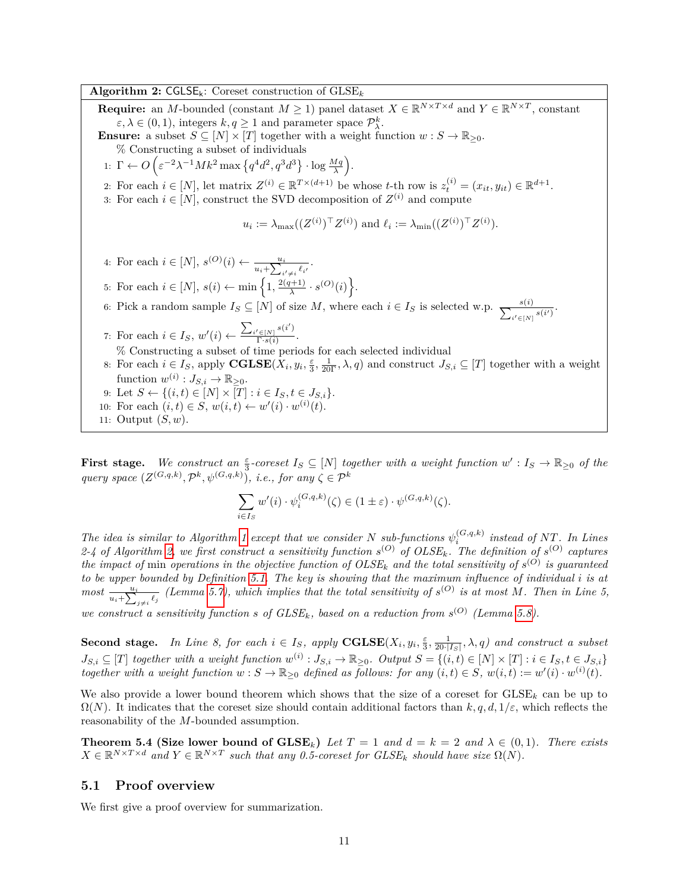**Algorithm 2:** $\mathsf{CGLSE_k}$: Coreset construction of $\mathrm{GLSE}_k$

**Require:** an $M$-bounded (constant $M \geq 1$) panel dataset $X \in \mathbb{R}^{N\times T\times d}$ and $Y \in \mathbb{R}^{N\times T}$, constant $\varepsilon, \lambda \in (0,1)$, integers $k, q \geq 1$ and parameter space $\mathcal{P}_\lambda^k$.

**Ensure:** a subset $S \subseteq [N]\times[T]$ together with a weight function $w : S \to \mathbb{R}_{\geq 0}$.

% Constructing a subset of individuals

1: $\Gamma \leftarrow O\left(\varepsilon^{-2}\lambda^{-1}Mk^2 \max\left\{q^4d^2, q^3d^3\right\} \cdot \log \frac{Mq}{\lambda}\right)$.

2: For each $i \in [N]$, let matrix $Z^{(i)} \in \mathbb{R}^{T\times(d+1)}$ be whose $t$-th row is $z_t^{(i)} = (x_{it}, y_{it}) \in \mathbb{R}^{d+1}$.

3: For each $i \in [N]$, construct the SVD decomposition of $Z^{(i)}$ and compute

$$u_i := \lambda_{\max}((Z^{(i)})^\top Z^{(i)}) \text{ and } \ell_i := \lambda_{\min}((Z^{(i)})^\top Z^{(i)}).$$

4: For each $i \in [N]$, $s^{(O)}(i) \leftarrow \frac{u_i}{u_i + \sum_{i'\neq i}\ell_{i'}}$.

5: For each $i \in [N]$, $s(i) \leftarrow \min\left\{1, \frac{2(q+1)}{\lambda} \cdot s^{(O)}(i)\right\}$.

6: Pick a random sample $I_S \subseteq [N]$ of size $M$, where each $i \in I_S$ is selected w.p. $\frac{s(i)}{\sum_{i'\in[N]} s(i')}$.

7: For each $i \in I_S$, $w'(i) \leftarrow \frac{\sum_{i'\in[N]} s(i')}{\Gamma\cdot s(i)}$.

% Constructing a subset of time periods for each selected individual

8: For each $i \in I_S$, apply $\mathbf{CGLSE}(X_i, y_i, \frac{\varepsilon}{3}, \frac{1}{20\Gamma}, \lambda, q)$ and construct $J_{S,i} \subseteq [T]$ together with a weight function $w^{(i)} : J_{S,i} \to \mathbb{R}_{\geq 0}$.

9: Let $S \leftarrow \{(i,t) \in [N]\times[T] : i \in I_S, t \in J_{S,i}\}$.

10: For each $(i,t) \in S$, $w(i,t) \leftarrow w'(i)\cdot w^{(i)}(t)$.

11: Output $(S, w)$.

**First stage.** *We construct an $\frac{\varepsilon}{3}$-coreset $I_S \subseteq [N]$ together with a weight function $w' : I_S \to \mathbb{R}_{\geq 0}$ of the query space $(Z^{(G,q,k)}, \mathcal{P}^k, \psi^{(G,q,k)})$, i.e., for any $\zeta \in \mathcal{P}^k$*

$$\sum_{i\in I_S} w'(i) \cdot \psi_i^{(G,q,k)}(\zeta) \in (1\pm\varepsilon)\cdot \psi^{(G,q,k)}(\zeta).$$

*The idea is similar to Algorithm 1 except that we consider $N$ sub-functions $\psi_i^{(G,q,k)}$ instead of $NT$. In Lines 2-4 of Algorithm 2, we first construct a sensitivity function $s^{(O)}$ of $OLSE_k$. The definition of $s^{(O)}$ captures the impact of* min *operations in the objective function of $OLSE_k$ and the total sensitivity of $s^{(O)}$ is guaranteed to be upper bounded by Definition 5.1. The key is showing that the maximum influence of individual $i$ is at most $\frac{u_i}{u_i+\sum_{j\neq i}\ell_j}$ (Lemma 5.7), which implies that the total sensitivity of $s^{(O)}$ is at most $M$. Then in Line 5, we construct a sensitivity function $s$ of $GLSE_k$, based on a reduction from $s^{(O)}$ (Lemma 5.8).*

**Second stage.** *In Line 8, for each $i \in I_S$, apply* $\mathbf{CGLSE}(X_i, y_i, \frac{\varepsilon}{3}, \frac{1}{20\cdot|I_S|}, \lambda, q)$ *and construct a subset $J_{S,i} \subseteq [T]$ together with a weight function $w^{(i)} : J_{S,i} \to \mathbb{R}_{\geq 0}$. Output $S = \{(i,t) \in [N]\times[T] : i \in I_S, t \in J_{S,i}\}$ together with a weight function $w : S \to \mathbb{R}_{\geq 0}$ defined as follows: for any $(i,t) \in S$, $w(i,t) := w'(i)\cdot w^{(i)}(t)$.*

We also provide a lower bound theorem which shows that the size of a coreset for $\mathrm{GLSE}_k$ can be up to $\Omega(N)$. It indicates that the coreset size should contain additional factors than $k, q, d, 1/\varepsilon$, which reflects the reasonability of the $M$-bounded assumption.

**Theorem 5.4 (Size lower bound of $\mathrm{GLSE}_k$)** *Let $T = 1$ and $d = k = 2$ and $\lambda \in (0,1)$. There exists $X \in \mathbb{R}^{N\times T\times d}$ and $Y \in \mathbb{R}^{N\times T}$ such that any 0.5-coreset for $GLSE_k$ should have size $\Omega(N)$.*

## 5.1 Proof overview

We first give a proof overview for summarization.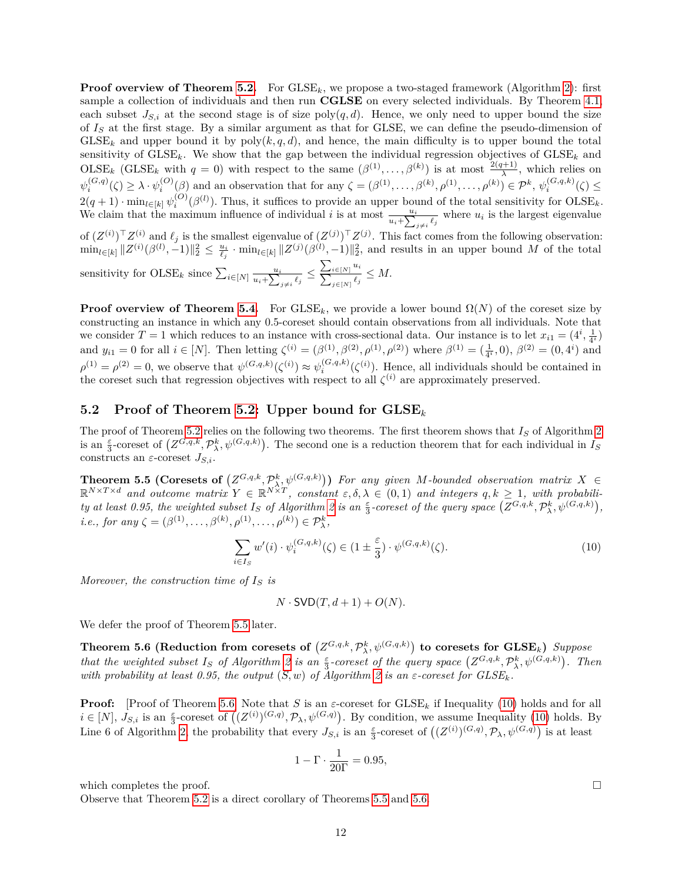**Proof overview of Theorem 5.2.** For GLSE$_k$, we propose a two-staged framework (Algorithm 2): first sample a collection of individuals and then run **CGLSE** on every selected individuals. By Theorem 4.1, each subset $J_{S,i}$ at the second stage is of size $\mathrm{poly}(q,d)$. Hence, we only need to upper bound the size of $I_S$ at the first stage. By a similar argument as that for GLSE, we can define the pseudo-dimension of GLSE$_k$ and upper bound it by $\mathrm{poly}(k,q,d)$, and hence, the main difficulty is to upper bound the total sensitivity of GLSE$_k$. We show that the gap between the individual regression objectives of GLSE$_k$ and OLSE$_k$ (GLSE$_k$ with $q=0$) with respect to the same $(\beta^{(1)},\ldots,\beta^{(k)})$ is at most $\frac{2(q+1)}{\lambda}$, which relies on $\psi_i^{(G,q)}(\zeta) \geq \lambda \cdot \psi_i^{(O)}(\beta)$ and an observation that for any $\zeta = (\beta^{(1)},\ldots,\beta^{(k)},\rho^{(1)},\ldots,\rho^{(k)}) \in \mathcal{P}^k$, $\psi_i^{(G,q,k)}(\zeta) \leq 2(q+1)\cdot \min_{l\in[k]} \psi_i^{(O)}(\beta^{(l)})$. Thus, it suffices to provide an upper bound of the total sensitivity for OLSE$_k$. We claim that the maximum influence of individual $i$ is at most $\frac{u_i}{u_i+\sum_{j\neq i}\ell_j}$ where $u_i$ is the largest eigenvalue of $(Z^{(i)})^\top Z^{(i)}$ and $\ell_j$ is the smallest eigenvalue of $(Z^{(j)})^\top Z^{(j)}$. This fact comes from the following observation: $\min_{l\in[k]} \|Z^{(i)}(\beta^{(l)},-1)\|_2^2 \leq \frac{u_i}{\ell_j}\cdot \min_{l\in[k]}\|Z^{(j)}(\beta^{(l)},-1)\|_2^2$, and results in an upper bound $M$ of the total sensitivity for OLSE$_k$ since $\sum_{i\in[N]} \frac{u_i}{u_i+\sum_{j\neq i}\ell_j} \leq \frac{\sum_{i\in[N]} u_i}{\sum_{j\in[N]}\ell_j} \leq M$.

**Proof overview of Theorem 5.4.** For GLSE$_k$, we provide a lower bound $\Omega(N)$ of the coreset size by constructing an instance in which any 0.5-coreset should contain observations from all individuals. Note that we consider $T=1$ which reduces to an instance with cross-sectional data. Our instance is to let $x_{i1} = (4^i, \frac{1}{4^i})$ and $y_{i1}=0$ for all $i\in[N]$. Then letting $\zeta^{(i)} = (\beta^{(1)},\beta^{(2)},\rho^{(1)},\rho^{(2)})$ where $\beta^{(1)} = (\frac{1}{4^i},0)$, $\beta^{(2)} = (0,4^i)$ and $\rho^{(1)}=\rho^{(2)}=0$, we observe that $\psi^{(G,q,k)}(\zeta^{(i)}) \approx \psi_i^{(G,q,k)}(\zeta^{(i)})$. Hence, all individuals should be contained in the coreset such that regression objectives with respect to all $\zeta^{(i)}$ are approximately preserved.

## 5.2 Proof of Theorem 5.2: Upper bound for GLSE$_k$

The proof of Theorem 5.2 relies on the following two theorems. The first theorem shows that $I_S$ of Algorithm 2 is an $\frac{\varepsilon}{3}$-coreset of $\left(Z^{G,q,k},\mathcal{P}_\lambda^k,\psi^{(G,q,k)}\right)$. The second one is a reduction theorem that for each individual in $I_S$ constructs an $\varepsilon$-coreset $J_{S,i}$.

**Theorem 5.5 (Coresets of $\left(Z^{G,q,k},\mathcal{P}_\lambda^k,\psi^{(G,q,k)}\right)$)** *For any given $M$-bounded observation matrix $X\in\mathbb{R}^{N\times T\times d}$ and outcome matrix $Y\in\mathbb{R}^{N\times T}$, constant $\varepsilon,\delta,\lambda\in(0,1)$ and integers $q,k\geq 1$, with probability at least 0.95, the weighted subset $I_S$ of Algorithm 2 is an $\frac{\varepsilon}{3}$-coreset of the query space $\left(Z^{G,q,k},\mathcal{P}_\lambda^k,\psi^{(G,q,k)}\right)$, i.e., for any $\zeta=(\beta^{(1)},\ldots,\beta^{(k)},\rho^{(1)},\ldots,\rho^{(k)})\in\mathcal{P}_\lambda^k$,*

$$\sum_{i\in I_S} w'(i)\cdot \psi_i^{(G,q,k)}(\zeta) \in (1\pm\frac{\varepsilon}{3})\cdot \psi^{(G,q,k)}(\zeta). \tag{10}$$

*Moreover, the construction time of $I_S$ is*

$$N\cdot \mathsf{SVD}(T,d+1)+O(N).$$

We defer the proof of Theorem 5.5 later.

**Theorem 5.6 (Reduction from coresets of $\left(Z^{G,q,k},\mathcal{P}_\lambda^k,\psi^{(G,q,k)}\right)$ to coresets for GLSE$_k$)** *Suppose that the weighted subset $I_S$ of Algorithm 2 is an $\frac{\varepsilon}{3}$-coreset of the query space $\left(Z^{G,q,k},\mathcal{P}_\lambda^k,\psi^{(G,q,k)}\right)$. Then with probability at least 0.95, the output $(S,w)$ of Algorithm 2 is an $\varepsilon$-coreset for GLSE$_k$.*

**Proof:** [Proof of Theorem 5.6] Note that $S$ is an $\varepsilon$-coreset for GLSE$_k$ if Inequality (10) holds and for all $i\in[N]$, $J_{S,i}$ is an $\frac{\varepsilon}{3}$-coreset of $\left((Z^{(i)})^{(G,q)},\mathcal{P}_\lambda,\psi^{(G,q)}\right)$. By condition, we assume Inequality (10) holds. By Line 6 of Algorithm 2, the probability that every $J_{S,i}$ is an $\frac{\varepsilon}{3}$-coreset of $\left((Z^{(i)})^{(G,q)},\mathcal{P}_\lambda,\psi^{(G,q)}\right)$ is at least

$$1-\Gamma\cdot\frac{1}{20\Gamma}=0.95,$$

which completes the proof. □

Observe that Theorem 5.2 is a direct corollary of Theorems 5.5 and 5.6.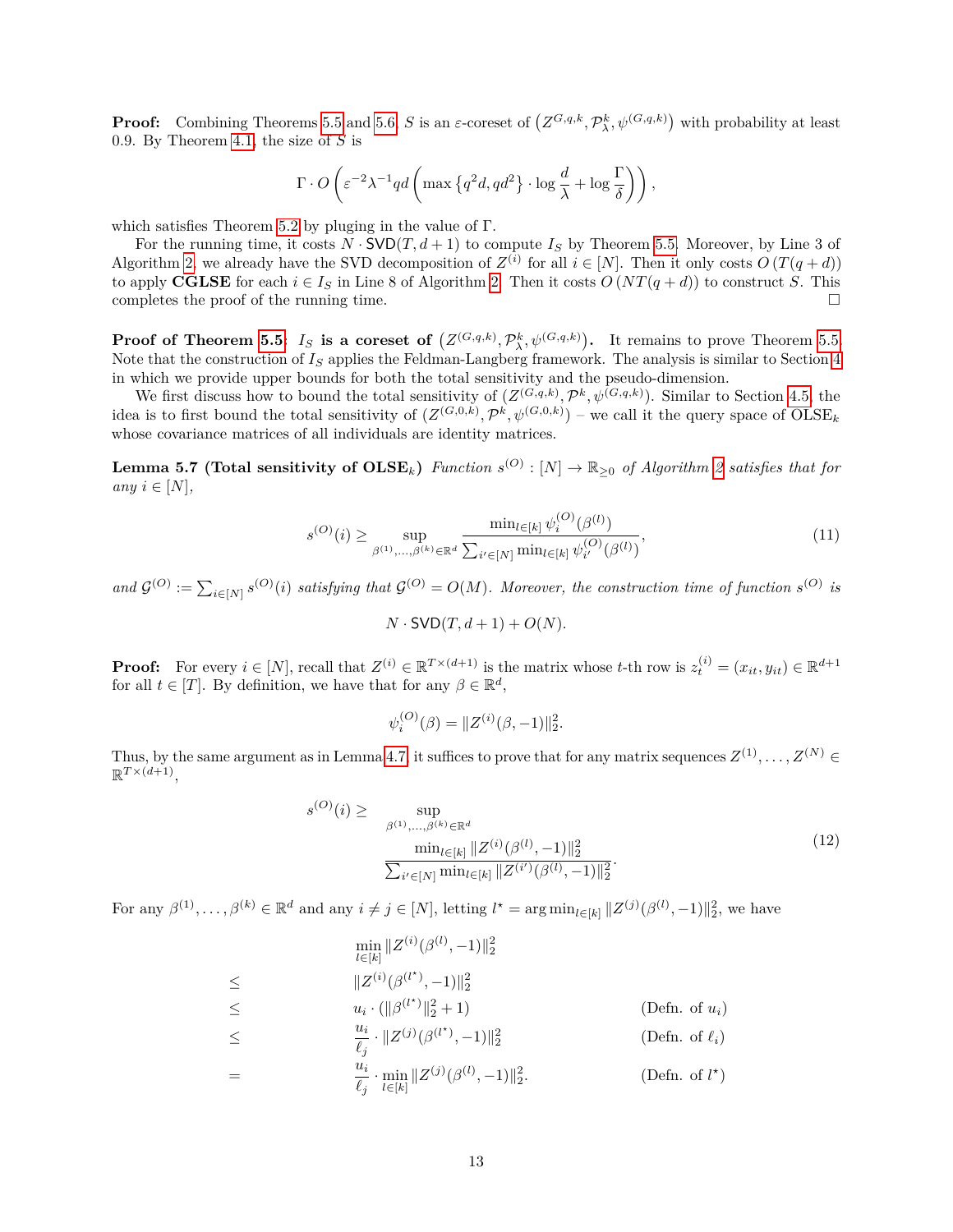**Proof:** Combining Theorems 5.5 and 5.6, $S$ is an $\varepsilon$-coreset of $\left(Z^{G,q,k}, \mathcal{P}_\lambda^k, \psi^{(G,q,k)}\right)$ with probability at least 0.9. By Theorem 4.1, the size of $S$ is

$$\Gamma \cdot O\left(\varepsilon^{-2}\lambda^{-1}qd\left(\max\left\{q^2 d, qd^2\right\} \cdot \log\frac{d}{\lambda} + \log\frac{\Gamma}{\delta}\right)\right),$$

which satisfies Theorem 5.2 by pluging in the value of $\Gamma$.

For the running time, it costs $N \cdot \mathsf{SVD}(T, d+1)$ to compute $I_S$ by Theorem 5.5. Moreover, by Line 3 of Algorithm 2, we already have the SVD decomposition of $Z^{(i)}$ for all $i \in [N]$. Then it only costs $O\left(T(q+d)\right)$ to apply **CGLSE** for each $i \in I_S$ in Line 8 of Algorithm 2. Then it costs $O\left(NT(q+d)\right)$ to construct $S$. This completes the proof of the running time. $\square$

**Proof of Theorem 5.5: $I_S$ is a coreset of $\left(Z^{(G,q,k)}, \mathcal{P}_\lambda^k, \psi^{(G,q,k)}\right)$.** It remains to prove Theorem 5.5. Note that the construction of $I_S$ applies the Feldman-Langberg framework. The analysis is similar to Section 4 in which we provide upper bounds for both the total sensitivity and the pseudo-dimension.

We first discuss how to bound the total sensitivity of $\left(Z^{(G,q,k)}, \mathcal{P}^k, \psi^{(G,q,k)}\right)$. Similar to Section 4.5, the idea is to first bound the total sensitivity of $\left(Z^{(G,0,k)}, \mathcal{P}^k, \psi^{(G,0,k)}\right)$ – we call it the query space of OLSE$_k$ whose covariance matrices of all individuals are identity matrices.

**Lemma 5.7 (Total sensitivity of OLSE$_k$)** *Function $s^{(O)}: [N] \to \mathbb{R}_{\geq 0}$ of Algorithm 2 satisfies that for any $i \in [N]$,*

$$s^{(O)}(i) \geq \sup_{\beta^{(1)},\ldots,\beta^{(k)} \in \mathbb{R}^d} \frac{\min_{l\in[k]} \psi_i^{(O)}(\beta^{(l)})}{\sum_{i'\in[N]} \min_{l\in[k]} \psi_{i'}^{(O)}(\beta^{(l)})}, \tag{11}$$

*and $\mathcal{G}^{(O)} := \sum_{i\in[N]} s^{(O)}(i)$ satisfying that $\mathcal{G}^{(O)} = O(M)$. Moreover, the construction time of function $s^{(O)}$ is*

$$N \cdot \mathsf{SVD}(T, d+1) + O(N).$$

**Proof:** For every $i \in [N]$, recall that $Z^{(i)} \in \mathbb{R}^{T\times(d+1)}$ is the matrix whose $t$-th row is $z_t^{(i)} = (x_{it}, y_{it}) \in \mathbb{R}^{d+1}$ for all $t \in [T]$. By definition, we have that for any $\beta \in \mathbb{R}^d$,

$$\psi_i^{(O)}(\beta) = \|Z^{(i)}(\beta, -1)\|_2^2.$$

Thus, by the same argument as in Lemma 4.7, it suffices to prove that for any matrix sequences $Z^{(1)}, \ldots, Z^{(N)} \in \mathbb{R}^{T\times(d+1)}$,

$$s^{(O)}(i) \geq \sup_{\beta^{(1)},\ldots,\beta^{(k)} \in \mathbb{R}^d} \frac{\min_{l\in[k]} \|Z^{(i)}(\beta^{(l)}, -1)\|_2^2}{\sum_{i'\in[N]} \min_{l\in[k]} \|Z^{(i')}(\beta^{(l)}, -1)\|_2^2}. \tag{12}$$

For any $\beta^{(1)}, \ldots, \beta^{(k)} \in \mathbb{R}^d$ and any $i \neq j \in [N]$, letting $l^\star = \arg\min_{l\in[k]} \|Z^{(j)}(\beta^{(l)}, -1)\|_2^2$, we have

$$\begin{aligned}
& \min_{l\in[k]} \|Z^{(i)}(\beta^{(l)}, -1)\|_2^2 \\
\leq \quad & \|Z^{(i)}(\beta^{(l^\star)}, -1)\|_2^2 \\
\leq \quad & u_i \cdot (\|\beta^{(l^\star)}\|_2^2 + 1) && \text{(Defn. of } u_i) \\
\leq \quad & \frac{u_i}{\ell_j} \cdot \|Z^{(j)}(\beta^{(l^\star)}, -1)\|_2^2 && \text{(Defn. of } \ell_i) \\
= \quad & \frac{u_i}{\ell_j} \cdot \min_{l\in[k]} \|Z^{(j)}(\beta^{(l)}, -1)\|_2^2. && \text{(Defn. of } l^\star)
\end{aligned}$$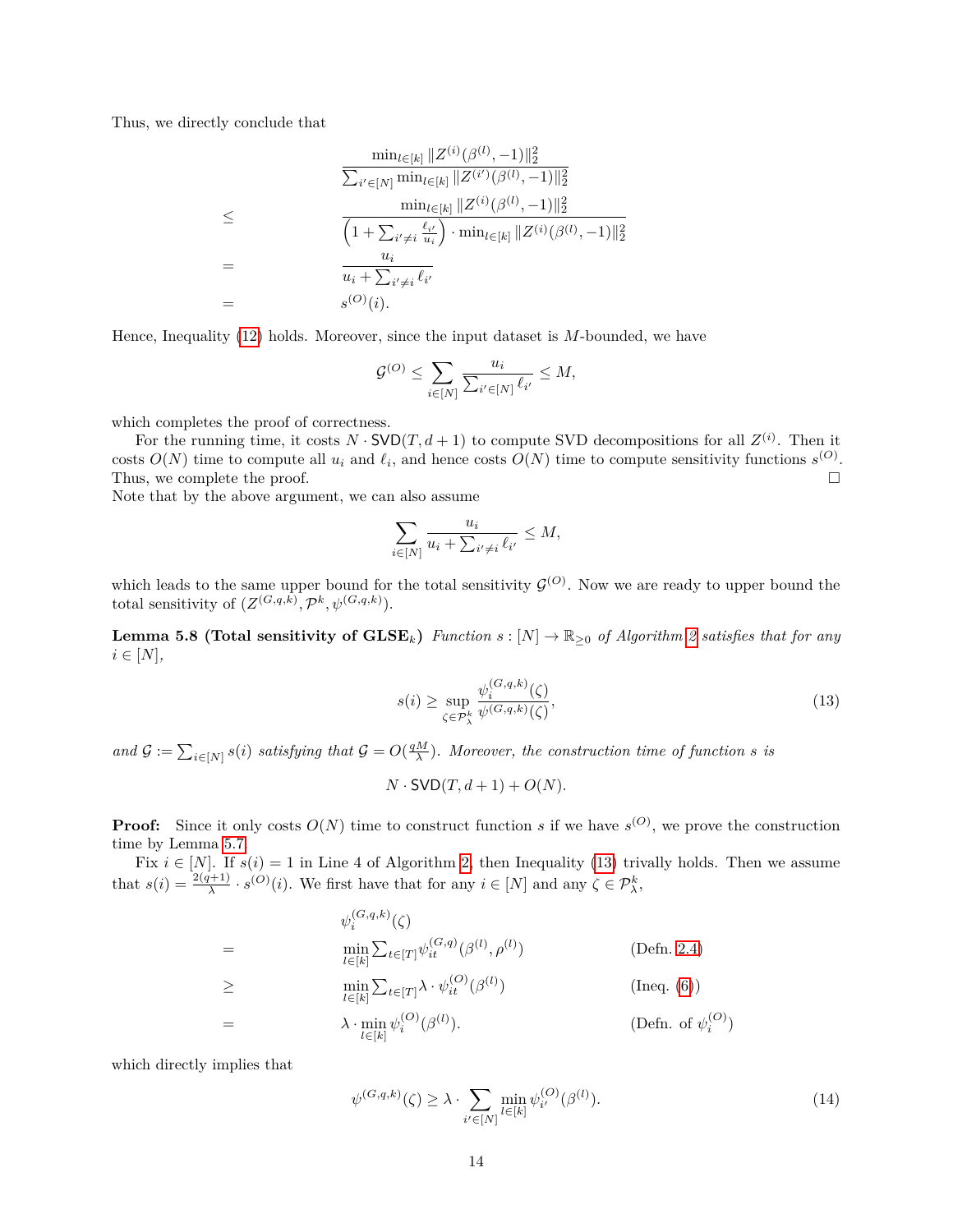Thus, we directly conclude that

$$
\begin{aligned}
& \frac{\min_{l\in[k]} \|Z^{(i)}(\beta^{(l)},-1)\|_2^2}{\sum_{i'\in[N]} \min_{l\in[k]} \|Z^{(i')}(\beta^{(l)},-1)\|_2^2} \\
\leq \quad & \frac{\min_{l\in[k]} \|Z^{(i)}(\beta^{(l)},-1)\|_2^2}{\left(1+\sum_{i'\neq i}\frac{\ell_{i'}}{u_i}\right)\cdot \min_{l\in[k]} \|Z^{(i)}(\beta^{(l)},-1)\|_2^2} \\
= \quad & \frac{u_i}{u_i+\sum_{i'\neq i}\ell_{i'}} \\
= \quad & s^{(O)}(i).
\end{aligned}
$$

Hence, Inequality (12) holds. Moreover, since the input dataset is $M$-bounded, we have

$$
\mathcal{G}^{(O)} \leq \sum_{i\in[N]} \frac{u_i}{\sum_{i'\in[N]}\ell_{i'}} \leq M,
$$

which completes the proof of correctness.

For the running time, it costs $N\cdot \mathsf{SVD}(T,d+1)$ to compute SVD decompositions for all $Z^{(i)}$. Then it costs $O(N)$ time to compute all $u_i$ and $\ell_i$, and hence costs $O(N)$ time to compute sensitivity functions $s^{(O)}$. Thus, we complete the proof. □

Note that by the above argument, we can also assume

$$
\sum_{i\in[N]} \frac{u_i}{u_i+\sum_{i'\neq i}\ell_{i'}} \leq M,
$$

which leads to the same upper bound for the total sensitivity $\mathcal{G}^{(O)}$. Now we are ready to upper bound the total sensitivity of $(Z^{(G,q,k)},\mathcal{P}^k,\psi^{(G,q,k)})$.

**Lemma 5.8 (Total sensitivity of GLSE$_k$)** *Function $s:[N]\to\mathbb{R}_{\geq 0}$ of Algorithm 2 satisfies that for any $i\in[N]$,*

$$
s(i) \geq \sup_{\zeta\in\mathcal{P}_\lambda^k} \frac{\psi_i^{(G,q,k)}(\zeta)}{\psi^{(G,q,k)}(\zeta)}, \tag{13}
$$

*and $\mathcal{G} := \sum_{i\in[N]} s(i)$ satisfying that $\mathcal{G} = O(\frac{qM}{\lambda})$. Moreover, the construction time of function $s$ is*

$$
N\cdot \mathsf{SVD}(T,d+1) + O(N).
$$

**Proof:** Since it only costs $O(N)$ time to construct function $s$ if we have $s^{(O)}$, we prove the construction time by Lemma 5.7.

Fix $i\in[N]$. If $s(i)=1$ in Line 4 of Algorithm 2, then Inequality (13) trivally holds. Then we assume that $s(i)=\frac{2(q+1)}{\lambda}\cdot s^{(O)}(i)$. We first have that for any $i\in[N]$ and any $\zeta\in\mathcal{P}_\lambda^k$,

$$
\begin{aligned}
& \psi_i^{(G,q,k)}(\zeta) & \\
= \quad & \min_{l\in[k]} \sum_{t\in[T]} \psi_{it}^{(G,q)}(\beta^{(l)},\rho^{(l)}) & \text{(Defn. 2.4)} \\
\geq \quad & \min_{l\in[k]} \sum_{t\in[T]} \lambda\cdot \psi_{it}^{(O)}(\beta^{(l)}) & \text{(Ineq. (6))} \\
= \quad & \lambda\cdot \min_{l\in[k]} \psi_i^{(O)}(\beta^{(l)}). & \text{(Defn. of } \psi_i^{(O)}\text{)}
\end{aligned}
$$

which directly implies that

$$
\psi^{(G,q,k)}(\zeta) \geq \lambda\cdot \sum_{i'\in[N]} \min_{l\in[k]} \psi_{i'}^{(O)}(\beta^{(l)}). \tag{14}
$$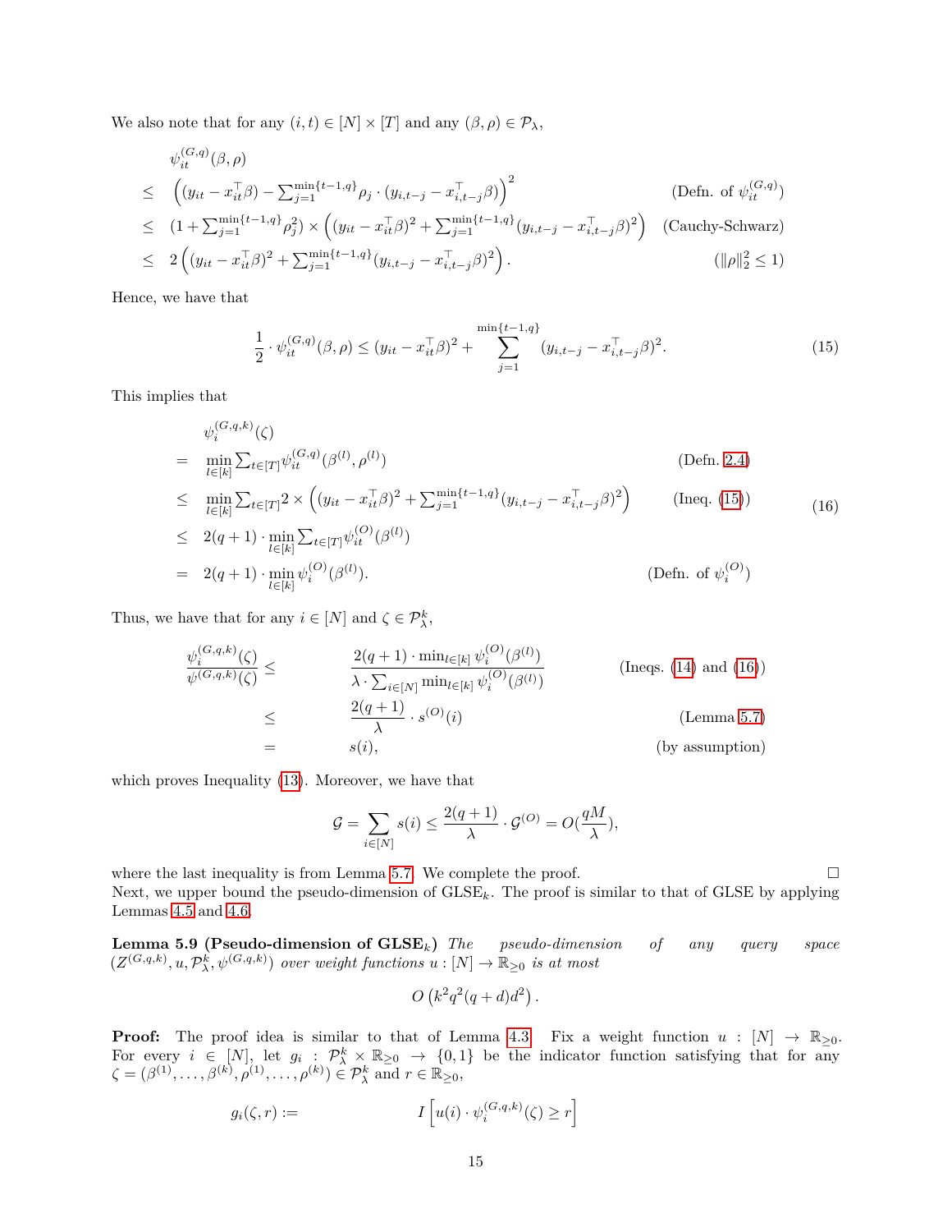We also note that for any $(i,t) \in [N] \times [T]$ and any $(\beta,\rho) \in \mathcal{P}_\lambda$,

$$
\begin{aligned}
& \psi_{it}^{(G,q)}(\beta,\rho) \\
\leq\ & \left((y_{it} - x_{it}^\top \beta) - \sum_{j=1}^{\min\{t-1,q\}} \rho_j \cdot (y_{i,t-j} - x_{i,t-j}^\top \beta)\right)^2 && (\text{Defn. of } \psi_{it}^{(G,q)}) \\
\leq\ & (1 + \sum_{j=1}^{\min\{t-1,q\}} \rho_j^2) \times \left((y_{it} - x_{it}^\top \beta)^2 + \sum_{j=1}^{\min\{t-1,q\}} (y_{i,t-j} - x_{i,t-j}^\top \beta)^2\right) && (\text{Cauchy-Schwarz}) \\
\leq\ & 2\left((y_{it} - x_{it}^\top \beta)^2 + \sum_{j=1}^{\min\{t-1,q\}} (y_{i,t-j} - x_{i,t-j}^\top \beta)^2\right). && (\|\rho\|_2^2 \leq 1)
\end{aligned}
$$

Hence, we have that

$$
\frac{1}{2} \cdot \psi_{it}^{(G,q)}(\beta,\rho) \leq (y_{it} - x_{it}^\top \beta)^2 + \sum_{j=1}^{\min\{t-1,q\}} (y_{i,t-j} - x_{i,t-j}^\top \beta)^2. \tag{15}
$$

This implies that

$$
\begin{aligned}
& \psi_i^{(G,q,k)}(\zeta) \\
=\ & \min_{l \in [k]} \sum_{t \in [T]} \psi_{it}^{(G,q)}(\beta^{(l)}, \rho^{(l)}) && (\text{Defn. 2.4}) \\
\leq\ & \min_{l \in [k]} \sum_{t \in [T]} 2 \times \left((y_{it} - x_{it}^\top \beta)^2 + \sum_{j=1}^{\min\{t-1,q\}} (y_{i,t-j} - x_{i,t-j}^\top \beta)^2\right) && (\text{Ineq. (15)}) \\
\leq\ & 2(q+1) \cdot \min_{l \in [k]} \sum_{t \in [T]} \psi_{it}^{(O)}(\beta^{(l)}) \\
=\ & 2(q+1) \cdot \min_{l \in [k]} \psi_i^{(O)}(\beta^{(l)}). && (\text{Defn. of } \psi_i^{(O)})
\end{aligned} \tag{16}
$$

Thus, we have that for any $i \in [N]$ and $\zeta \in \mathcal{P}_\lambda^k$,

$$
\begin{aligned}
\frac{\psi_i^{(G,q,k)}(\zeta)}{\psi^{(G,q,k)}(\zeta)} \leq\ & \frac{2(q+1) \cdot \min_{l \in [k]} \psi_i^{(O)}(\beta^{(l)})}{\lambda \cdot \sum_{i \in [N]} \min_{l \in [k]} \psi_i^{(O)}(\beta^{(l)})} && (\text{Ineqs. (14) and (16)}) \\
\leq\ & \frac{2(q+1)}{\lambda} \cdot s^{(O)}(i) && (\text{Lemma 5.7}) \\
=\ & s(i), && (\text{by assumption})
\end{aligned}
$$

which proves Inequality (13). Moreover, we have that

$$
\mathcal{G} = \sum_{i \in [N]} s(i) \leq \frac{2(q+1)}{\lambda} \cdot \mathcal{G}^{(O)} = O(\frac{qM}{\lambda}),
$$

where the last inequality is from Lemma 5.7. We complete the proof. $\square$

Next, we upper bound the pseudo-dimension of $\text{GLSE}_k$. The proof is similar to that of GLSE by applying Lemmas 4.5 and 4.6.

**Lemma 5.9 (Pseudo-dimension of $\text{GLSE}_k$)** *The pseudo-dimension of any query space $(Z^{(G,q,k)}, u, \mathcal{P}_\lambda^k, \psi^{(G,q,k)})$ over weight functions $u : [N] \to \mathbb{R}_{\geq 0}$ is at most*

$$
O\left(k^2 q^2 (q+d) d^2\right).
$$

**Proof:** The proof idea is similar to that of Lemma 4.3. Fix a weight function $u : [N] \to \mathbb{R}_{\geq 0}$. For every $i \in [N]$, let $g_i : \mathcal{P}_\lambda^k \times \mathbb{R}_{\geq 0} \to \{0,1\}$ be the indicator function satisfying that for any $\zeta = (\beta^{(1)}, \ldots, \beta^{(k)}, \rho^{(1)}, \ldots, \rho^{(k)}) \in \mathcal{P}_\lambda^k$ and $r \in \mathbb{R}_{\geq 0}$,

$$
g_i(\zeta, r) := \qquad I\left[u(i) \cdot \psi_i^{(G,q,k)}(\zeta) \geq r\right]
$$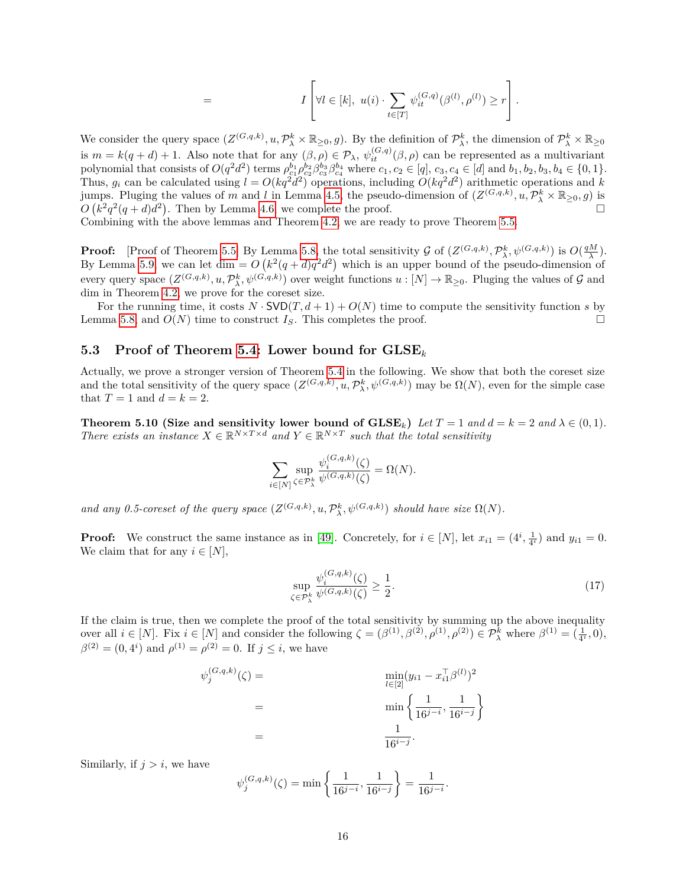$$= \quad I\left[\forall l \in [k],\ u(i) \cdot \sum_{t \in [T]} \psi_{it}^{(G,q)}(\beta^{(l)}, \rho^{(l)}) \geq r\right].$$

We consider the query space $(Z^{(G,q,k)}, u, \mathcal{P}_\lambda^k \times \mathbb{R}_{\geq 0}, g)$. By the definition of $\mathcal{P}_\lambda^k$, the dimension of $\mathcal{P}_\lambda^k \times \mathbb{R}_{\geq 0}$ is $m = k(q+d)+1$. Also note that for any $(\beta, \rho) \in \mathcal{P}_\lambda$, $\psi_{it}^{(G,q)}(\beta, \rho)$ can be represented as a multivariant polynomial that consists of $O(q^2 d^2)$ terms $\rho_{c_1}^{b_1} \rho_{c_2}^{b_2} \beta_{c_3}^{b_3} \beta_{c_4}^{b_4}$ where $c_1, c_2 \in [q]$, $c_3, c_4 \in [d]$ and $b_1, b_2, b_3, b_4 \in \{0,1\}$. Thus, $g_i$ can be calculated using $l = O(kq^2 d^2)$ operations, including $O(kq^2 d^2)$ arithmetic operations and $k$ jumps. Pluging the values of $m$ and $l$ in Lemma 4.5, the pseudo-dimension of $(Z^{(G,q,k)}, u, \mathcal{P}_\lambda^k \times \mathbb{R}_{\geq 0}, g)$ is $O\left(k^2 q^2 (q+d) d^2\right)$. Then by Lemma 4.6, we complete the proof. $\square$

Combining with the above lemmas and Theorem 4.2, we are ready to prove Theorem 5.5.

**Proof:** [Proof of Theorem 5.5] By Lemma 5.8, the total sensitivity $\mathcal{G}$ of $(Z^{(G,q,k)}, \mathcal{P}_\lambda^k, \psi^{(G,q,k)})$ is $O(\frac{qM}{\lambda})$. By Lemma 5.9, we can let $\dim = O\left(k^2(q+d)q^2 d^2\right)$ which is an upper bound of the pseudo-dimension of every query space $(Z^{(G,q,k)}, u, \mathcal{P}_\lambda^k, \psi^{(G,q,k)})$ over weight functions $u : [N] \to \mathbb{R}_{\geq 0}$. Pluging the values of $\mathcal{G}$ and dim in Theorem 4.2, we prove for the coreset size.

For the running time, it costs $N \cdot \mathsf{SVD}(T, d+1) + O(N)$ time to compute the sensitivity function $s$ by Lemma 5.8, and $O(N)$ time to construct $I_S$. This completes the proof. $\square$

### 5.3 Proof of Theorem 5.4: Lower bound for GLSE$_k$

Actually, we prove a stronger version of Theorem 5.4 in the following. We show that both the coreset size and the total sensitivity of the query space $(Z^{(G,q,k)}, u, \mathcal{P}_\lambda^k, \psi^{(G,q,k)})$ may be $\Omega(N)$, even for the simple case that $T = 1$ and $d = k = 2$.

**Theorem 5.10 (Size and sensitivity lower bound of GLSE$_k$)** *Let $T = 1$ and $d = k = 2$ and $\lambda \in (0,1)$. There exists an instance $X \in \mathbb{R}^{N \times T \times d}$ and $Y \in \mathbb{R}^{N \times T}$ such that the total sensitivity*

$$\sum_{i \in [N]} \sup_{\zeta \in \mathcal{P}_\lambda^k} \frac{\psi_i^{(G,q,k)}(\zeta)}{\psi^{(G,q,k)}(\zeta)} = \Omega(N).$$

*and any 0.5-coreset of the query space $(Z^{(G,q,k)}, u, \mathcal{P}_\lambda^k, \psi^{(G,q,k)})$ should have size $\Omega(N)$.*

**Proof:** We construct the same instance as in [49]. Concretely, for $i \in [N]$, let $x_{i1} = (4^i, \frac{1}{4^i})$ and $y_{i1} = 0$. We claim that for any $i \in [N]$,

$$\sup_{\zeta \in \mathcal{P}_\lambda^k} \frac{\psi_i^{(G,q,k)}(\zeta)}{\psi^{(G,q,k)}(\zeta)} \geq \frac{1}{2}. \tag{17}$$

If the claim is true, then we complete the proof of the total sensitivity by summing up the above inequality over all $i \in [N]$. Fix $i \in [N]$ and consider the following $\zeta = (\beta^{(1)}, \beta^{(2)}, \rho^{(1)}, \rho^{(2)}) \in \mathcal{P}_\lambda^k$ where $\beta^{(1)} = (\frac{1}{4^i}, 0)$, $\beta^{(2)} = (0, 4^i)$ and $\rho^{(1)} = \rho^{(2)} = 0$. If $j \leq i$, we have

$$\begin{aligned}
\psi_j^{(G,q,k)}(\zeta) &= \min_{l \in [2]} (y_{i1} - x_{i1}^\top \beta^{(l)})^2 \\
&= \min\left\{\frac{1}{16^{j-i}}, \frac{1}{16^{i-j}}\right\} \\
&= \frac{1}{16^{i-j}}.
\end{aligned}$$

Similarly, if $j > i$, we have

$$\psi_j^{(G,q,k)}(\zeta) = \min\left\{\frac{1}{16^{j-i}}, \frac{1}{16^{i-j}}\right\} = \frac{1}{16^{j-i}}.$$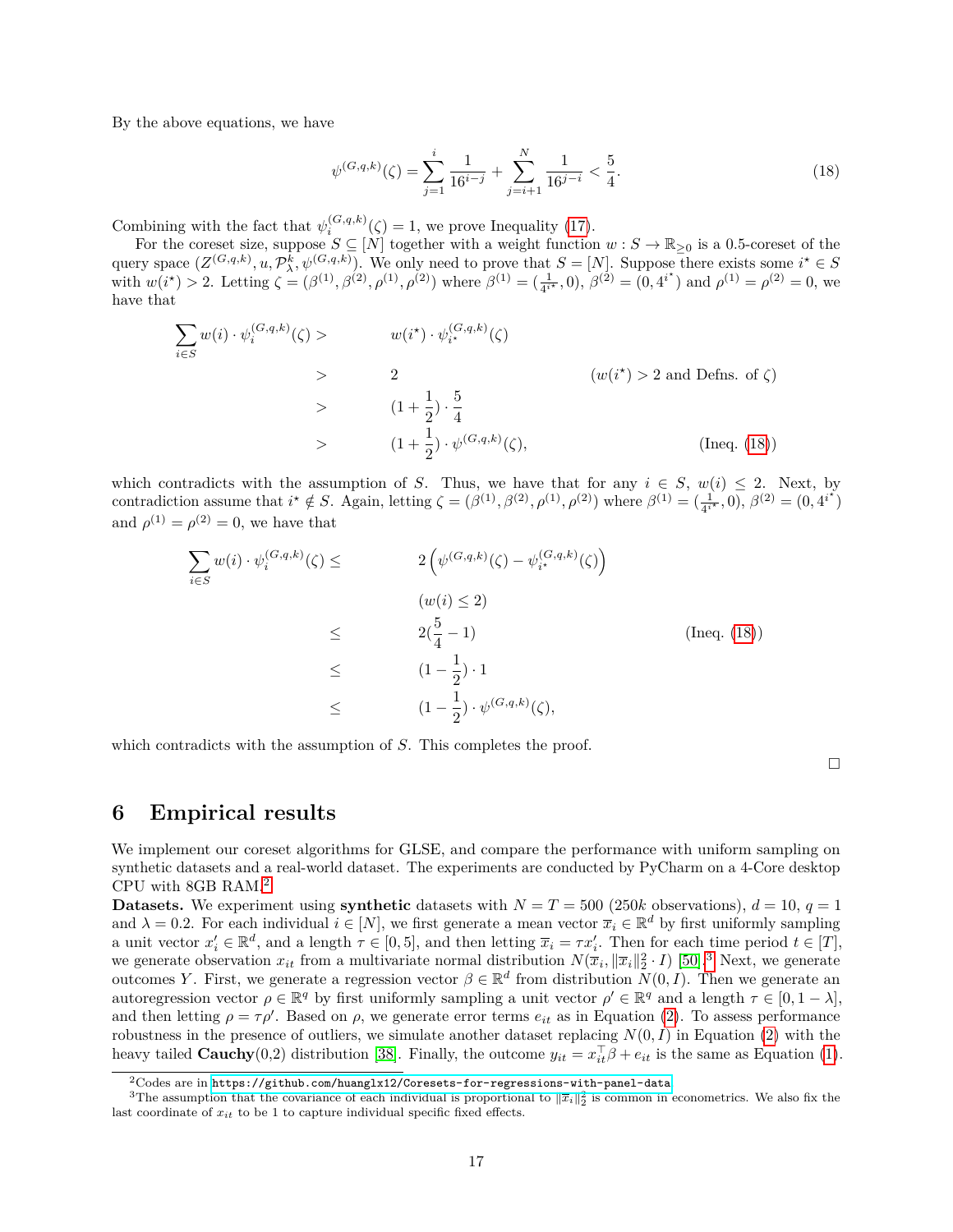By the above equations, we have

$$\psi^{(G,q,k)}(\zeta) = \sum_{j=1}^{i} \frac{1}{16^{i-j}} + \sum_{j=i+1}^{N} \frac{1}{16^{j-i}} < \frac{5}{4}. \tag{18}$$

Combining with the fact that $\psi_i^{(G,q,k)}(\zeta) = 1$, we prove Inequality (17).

For the coreset size, suppose $S \subseteq [N]$ together with a weight function $w : S \to \mathbb{R}_{\geq 0}$ is a 0.5-coreset of the query space $(Z^{(G,q,k)}, u, \mathcal{P}_\lambda^k, \psi^{(G,q,k)})$. We only need to prove that $S = [N]$. Suppose there exists some $i^\star \in S$ with $w(i^\star) > 2$. Letting $\zeta = (\beta^{(1)}, \beta^{(2)}, \rho^{(1)}, \rho^{(2)})$ where $\beta^{(1)} = (\frac{1}{4^{i^\star}}, 0)$, $\beta^{(2)} = (0, 4^{i^\star})$ and $\rho^{(1)} = \rho^{(2)} = 0$, we have that

$$\begin{aligned}
\sum_{i\in S} w(i) \cdot \psi_i^{(G,q,k)}(\zeta) > & \quad w(i^\star) \cdot \psi_{i^\star}^{(G,q,k)}(\zeta) \\
> & \quad 2 & & (w(i^\star) > 2 \text{ and Defns. of } \zeta) \\
> & \quad (1 + \frac{1}{2}) \cdot \frac{5}{4} \\
> & \quad (1 + \frac{1}{2}) \cdot \psi^{(G,q,k)}(\zeta), & & (\text{Ineq. (18)})
\end{aligned}$$

which contradicts with the assumption of $S$. Thus, we have that for any $i \in S$, $w(i) \leq 2$. Next, by contradiction assume that $i^\star \notin S$. Again, letting $\zeta = (\beta^{(1)}, \beta^{(2)}, \rho^{(1)}, \rho^{(2)})$ where $\beta^{(1)} = (\frac{1}{4^{i^\star}}, 0)$, $\beta^{(2)} = (0, 4^{i^\star})$ and $\rho^{(1)} = \rho^{(2)} = 0$, we have that

$$\begin{aligned}
\sum_{i\in S} w(i) \cdot \psi_i^{(G,q,k)}(\zeta) \leq & \quad 2\left(\psi^{(G,q,k)}(\zeta) - \psi_{i^\star}^{(G,q,k)}(\zeta)\right) \\
& \quad (w(i) \leq 2) \\
\leq & \quad 2(\frac{5}{4} - 1) & & (\text{Ineq. (18)}) \\
\leq & \quad (1 - \frac{1}{2}) \cdot 1 \\
\leq & \quad (1 - \frac{1}{2}) \cdot \psi^{(G,q,k)}(\zeta),
\end{aligned}$$

which contradicts with the assumption of $S$. This completes the proof. □

# 6 Empirical results

We implement our coreset algorithms for GLSE, and compare the performance with uniform sampling on synthetic datasets and a real-world dataset. The experiments are conducted by PyCharm on a 4-Core desktop CPU with 8GB RAM.[2]

**Datasets.** We experiment using **synthetic** datasets with $N = T = 500$ ($250k$ observations), $d = 10$, $q = 1$ and $\lambda = 0.2$. For each individual $i \in [N]$, we first generate a mean vector $\overline{x}_i \in \mathbb{R}^d$ by first uniformly sampling a unit vector $x_i' \in \mathbb{R}^d$, and a length $\tau \in [0, 5]$, and then letting $\overline{x}_i = \tau x_i'$. Then for each time period $t \in [T]$, we generate observation $x_{it}$ from a multivariate normal distribution $N(\overline{x}_i, \|\overline{x}_i\|_2^2 \cdot I)$ [50].[3] Next, we generate outcomes $Y$. First, we generate a regression vector $\beta \in \mathbb{R}^d$ from distribution $N(0, I)$. Then we generate an autoregression vector $\rho \in \mathbb{R}^q$ by first uniformly sampling a unit vector $\rho' \in \mathbb{R}^q$ and a length $\tau \in [0, 1 - \lambda]$, and then letting $\rho = \tau \rho'$. Based on $\rho$, we generate error terms $e_{it}$ as in Equation (2). To assess performance robustness in the presence of outliers, we simulate another dataset replacing $N(0, I)$ in Equation (2) with the heavy tailed **Cauchy**(0,2) distribution [38]. Finally, the outcome $y_{it} = x_{it}^\top \beta + e_{it}$ is the same as Equation (1).

[2] Codes are in `https://github.com/huanglx12/Coresets-for-regressions-with-panel-data`.

[3] The assumption that the covariance of each individual is proportional to $\|\overline{x}_i\|_2^2$ is common in econometrics. We also fix the last coordinate of $x_{it}$ to be 1 to capture individual specific fixed effects.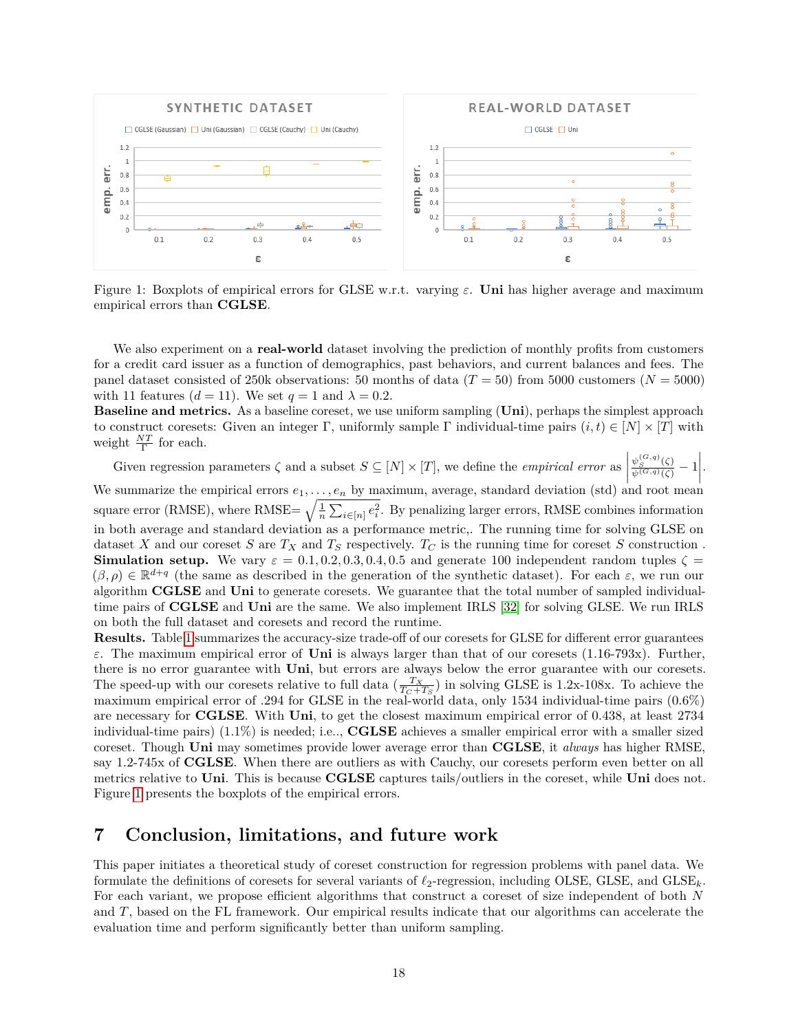Figure 1: Boxplots of empirical errors for GLSE w.r.t. varying $\varepsilon$. **Uni** has higher average and maximum empirical errors than **CGLSE**.

We also experiment on a **real-world** dataset involving the prediction of monthly profits from customers for a credit card issuer as a function of demographics, past behaviors, and current balances and fees. The panel dataset consisted of 250k observations: 50 months of data ($T = 50$) from 5000 customers ($N = 5000$) with 11 features ($d = 11$). We set $q = 1$ and $\lambda = 0.2$.

**Baseline and metrics.** As a baseline coreset, we use uniform sampling (**Uni**), perhaps the simplest approach to construct coresets: Given an integer $\Gamma$, uniformly sample $\Gamma$ individual-time pairs $(i,t) \in [N] \times [T]$ with weight $\frac{NT}{\Gamma}$ for each.

Given regression parameters $\zeta$ and a subset $S \subseteq [N] \times [T]$, we define the *empirical error* as $\left|\frac{\psi_S^{(G,q)}(\zeta)}{\psi^{(G,q)}(\zeta)} - 1\right|$. We summarize the empirical errors $e_1, \ldots, e_n$ by maximum, average, standard deviation (std) and root mean square error (RMSE), where RMSE$= \sqrt{\frac{1}{n}\sum_{i\in[n]} e_i^2}$. By penalizing larger errors, RMSE combines information in both average and standard deviation as a performance metric,. The running time for solving GLSE on dataset $X$ and our coreset $S$ are $T_X$ and $T_S$ respectively. $T_C$ is the running time for coreset $S$ construction .

**Simulation setup.** We vary $\varepsilon = 0.1, 0.2, 0.3, 0.4, 0.5$ and generate 100 independent random tuples $\zeta = (\beta, \rho) \in \mathbb{R}^{d+q}$ (the same as described in the generation of the synthetic dataset). For each $\varepsilon$, we run our algorithm **CGLSE** and **Uni** to generate coresets. We guarantee that the total number of sampled individual-time pairs of **CGLSE** and **Uni** are the same. We also implement IRLS [32] for solving GLSE. We run IRLS on both the full dataset and coresets and record the runtime.

**Results.** Table 1 summarizes the accuracy-size trade-off of our coresets for GLSE for different error guarantees $\varepsilon$. The maximum empirical error of **Uni** is always larger than that of our coresets (1.16-793x). Further, there is no error guarantee with **Uni**, but errors are always below the error guarantee with our coresets. The speed-up with our coresets relative to full data ($\frac{T_X}{T_C+T_S}$) in solving GLSE is 1.2x-108x. To achieve the maximum empirical error of .294 for GLSE in the real-world data, only 1534 individual-time pairs (0.6%) are necessary for **CGLSE**. With **Uni**, to get the closest maximum empirical error of 0.438, at least 2734 individual-time pairs) (1.1%) is needed; i.e.., **CGLSE** achieves a smaller empirical error with a smaller sized coreset. Though **Uni** may sometimes provide lower average error than **CGLSE**, it *always* has higher RMSE, say 1.2-745x of **CGLSE**. When there are outliers as with Cauchy, our coresets perform even better on all metrics relative to **Uni**. This is because **CGLSE** captures tails/outliers in the coreset, while **Uni** does not. Figure 1 presents the boxplots of the empirical errors.

# 7 Conclusion, limitations, and future work

This paper initiates a theoretical study of coreset construction for regression problems with panel data. We formulate the definitions of coresets for several variants of $\ell_2$-regression, including OLSE, GLSE, and GLSE$_k$. For each variant, we propose efficient algorithms that construct a coreset of size independent of both $N$ and $T$, based on the FL framework. Our empirical results indicate that our algorithms can accelerate the evaluation time and perform significantly better than uniform sampling.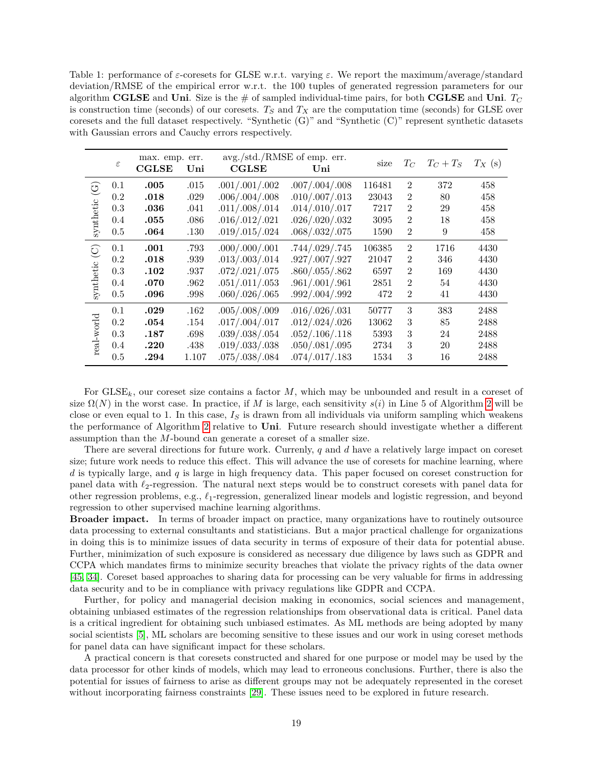Table 1: performance of $\varepsilon$-coresets for GLSE w.r.t. varying $\varepsilon$. We report the maximum/average/standard deviation/RMSE of the empirical error w.r.t. the 100 tuples of generated regression parameters for our algorithm **CGLSE** and **Uni**. Size is the # of sampled individual-time pairs, for both **CGLSE** and **Uni**. $T_C$ is construction time (seconds) of our coresets. $T_S$ and $T_X$ are the computation time (seconds) for GLSE over coresets and the full dataset respectively. "Synthetic (G)" and "Synthetic (C)" represent synthetic datasets with Gaussian errors and Cauchy errors respectively.

| | $\varepsilon$ | max. emp. err. **CGLSE** | max. emp. err. **Uni** | avg./std./RMSE of emp. err. **CGLSE** | avg./std./RMSE of emp. err. **Uni** | size | $T_C$ | $T_C + T_S$ | $T_X$ (s) |
|---|---|---|---|---|---|---|---|---|---|
| synthetic (G) | 0.1 | **.005** | .015 | .001/.001/.002 | .007/.004/.008 | 116481 | 2 | 372 | 458 |
| | 0.2 | **.018** | .029 | .006/.004/.008 | .010/.007/.013 | 23043 | 2 | 80 | 458 |
| | 0.3 | **.036** | .041 | .011/.008/.014 | .014/.010/.017 | 7217 | 2 | 29 | 458 |
| | 0.4 | **.055** | .086 | .016/.012/.021 | .026/.020/.032 | 3095 | 2 | 18 | 458 |
| | 0.5 | **.064** | .130 | .019/.015/.024 | .068/.032/.075 | 1590 | 2 | 9 | 458 |
| synthetic (C) | 0.1 | **.001** | .793 | .000/.000/.001 | .744/.029/.745 | 106385 | 2 | 1716 | 4430 |
| | 0.2 | **.018** | .939 | .013/.003/.014 | .927/.007/.927 | 21047 | 2 | 346 | 4430 |
| | 0.3 | **.102** | .937 | .072/.021/.075 | .860/.055/.862 | 6597 | 2 | 169 | 4430 |
| | 0.4 | **.070** | .962 | .051/.011/.053 | .961/.001/.961 | 2851 | 2 | 54 | 4430 |
| | 0.5 | **.096** | .998 | .060/.026/.065 | .992/.004/.992 | 472 | 2 | 41 | 4430 |
| real-world | 0.1 | **.029** | .162 | .005/.008/.009 | .016/.026/.031 | 50777 | 3 | 383 | 2488 |
| | 0.2 | **.054** | .154 | .017/.004/.017 | .012/.024/.026 | 13062 | 3 | 85 | 2488 |
| | 0.3 | **.187** | .698 | .039/.038/.054 | .052/.106/.118 | 5393 | 3 | 24 | 2488 |
| | 0.4 | **.220** | .438 | .019/.033/.038 | .050/.081/.095 | 2734 | 3 | 20 | 2488 |
| | 0.5 | **.294** | 1.107 | .075/.038/.084 | .074/.017/.183 | 1534 | 3 | 16 | 2488 |

For $\mathrm{GLSE}_k$, our coreset size contains a factor $M$, which may be unbounded and result in a coreset of size $\Omega(N)$ in the worst case. In practice, if $M$ is large, each sensitivity $s(i)$ in Line 5 of Algorithm 2 will be close or even equal to 1. In this case, $I_S$ is drawn from all individuals via uniform sampling which weakens the performance of Algorithm 2 relative to **Uni**. Future research should investigate whether a different assumption than the $M$-bound can generate a coreset of a smaller size.

There are several directions for future work. Currenly, $q$ and $d$ have a relatively large impact on coreset size; future work needs to reduce this effect. This will advance the use of coresets for machine learning, where $d$ is typically large, and $q$ is large in high frequency data. This paper focused on coreset construction for panel data with $\ell_2$-regression. The natural next steps would be to construct coresets with panel data for other regression problems, e.g., $\ell_1$-regression, generalized linear models and logistic regression, and beyond regression to other supervised machine learning algorithms.

**Broader impact.** In terms of broader impact on practice, many organizations have to routinely outsource data processing to external consultants and statisticians. But a major practical challenge for organizations in doing this is to minimize issues of data security in terms of exposure of their data for potential abuse. Further, minimization of such exposure is considered as necessary due diligence by laws such as GDPR and CCPA which mandates firms to minimize security breaches that violate the privacy rights of the data owner [45, 34]. Coreset based approaches to sharing data for processing can be very valuable for firms in addressing data security and to be in compliance with privacy regulations like GDPR and CCPA.

Further, for policy and managerial decision making in economics, social sciences and management, obtaining unbiased estimates of the regression relationships from observational data is critical. Panel data is a critical ingredient for obtaining such unbiased estimates. As ML methods are being adopted by many social scientists [5], ML scholars are becoming sensitive to these issues and our work in using coreset methods for panel data can have significant impact for these scholars.

A practical concern is that coresets constructed and shared for one purpose or model may be used by the data processor for other kinds of models, which may lead to erroneous conclusions. Further, there is also the potential for issues of fairness to arise as different groups may not be adequately represented in the coreset without incorporating fairness constraints [29]. These issues need to be explored in future research.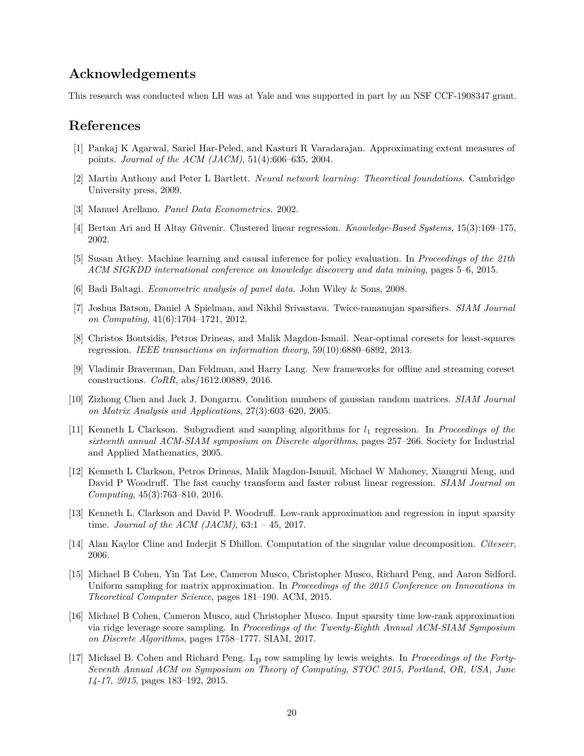## Acknowledgements

This research was conducted when LH was at Yale and was supported in part by an NSF CCF-1908347 grant.

## References

[1] Pankaj K Agarwal, Sariel Har-Peled, and Kasturi R Varadarajan. Approximating extent measures of points. *Journal of the ACM (JACM)*, 51(4):606–635, 2004.

[2] Martin Anthony and Peter L Bartlett. *Neural network learning: Theoretical foundations*. Cambridge University press, 2009.

[3] Manuel Arellano. *Panel Data Econometrics*. 2002.

[4] Bertan Ari and H Altay Güvenir. Clustered linear regression. *Knowledge-Based Systems*, 15(3):169–175, 2002.

[5] Susan Athey. Machine learning and causal inference for policy evaluation. In *Proceedings of the 21th ACM SIGKDD international conference on knowledge discovery and data mining*, pages 5–6, 2015.

[6] Badi Baltagi. *Econometric analysis of panel data*. John Wiley & Sons, 2008.

[7] Joshua Batson, Daniel A Spielman, and Nikhil Srivastava. Twice-ramanujan sparsifiers. *SIAM Journal on Computing*, 41(6):1704–1721, 2012.

[8] Christos Boutsidis, Petros Drineas, and Malik Magdon-Ismail. Near-optimal coresets for least-squares regression. *IEEE transactions on information theory*, 59(10):6880–6892, 2013.

[9] Vladimir Braverman, Dan Feldman, and Harry Lang. New frameworks for offline and streaming coreset constructions. *CoRR*, abs/1612.00889, 2016.

[10] Zizhong Chen and Jack J. Dongarra. Condition numbers of gaussian random matrices. *SIAM Journal on Matrix Analysis and Applications*, 27(3):603–620, 2005.

[11] Kenneth L Clarkson. Subgradient and sampling algorithms for $l_1$ regression. In *Proceedings of the sixteenth annual ACM-SIAM symposium on Discrete algorithms*, pages 257–266. Society for Industrial and Applied Mathematics, 2005.

[12] Kenneth L Clarkson, Petros Drineas, Malik Magdon-Ismail, Michael W Mahoney, Xiangrui Meng, and David P Woodruff. The fast cauchy transform and faster robust linear regression. *SIAM Journal on Computing*, 45(3):763–810, 2016.

[13] Kenneth L. Clarkson and David P. Woodruff. Low-rank approximation and regression in input sparsity time. *Journal of the ACM (JACM)*, 63:1 – 45, 2017.

[14] Alan Kaylor Cline and Inderjit S Dhillon. Computation of the singular value decomposition. *Citeseer*, 2006.

[15] Michael B Cohen, Yin Tat Lee, Cameron Musco, Christopher Musco, Richard Peng, and Aaron Sidford. Uniform sampling for matrix approximation. In *Proceedings of the 2015 Conference on Innovations in Theoretical Computer Science*, pages 181–190. ACM, 2015.

[16] Michael B Cohen, Cameron Musco, and Christopher Musco. Input sparsity time low-rank approximation via ridge leverage score sampling. In *Proceedings of the Twenty-Eighth Annual ACM-SIAM Symposium on Discrete Algorithms*, pages 1758–1777. SIAM, 2017.

[17] Michael B. Cohen and Richard Peng. $L_p$ row sampling by lewis weights. In *Proceedings of the Forty-Seventh Annual ACM on Symposium on Theory of Computing, STOC 2015, Portland, OR, USA, June 14-17, 2015*, pages 183–192, 2015.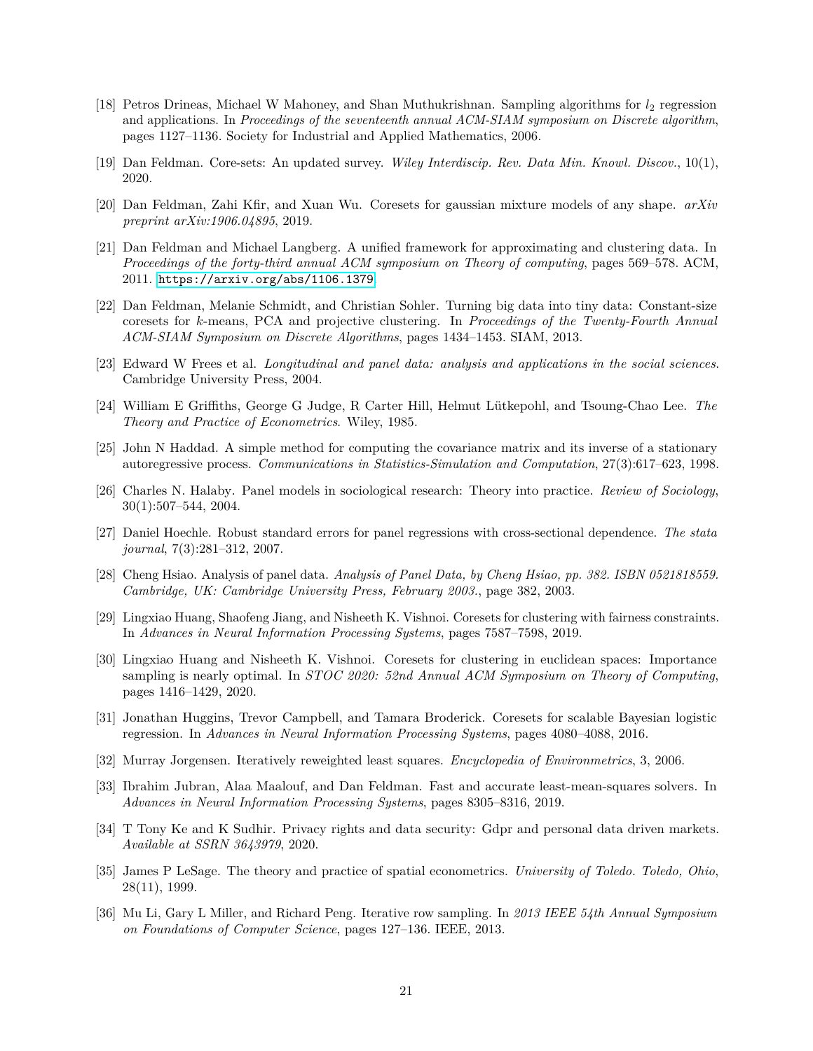[18] Petros Drineas, Michael W Mahoney, and Shan Muthukrishnan. Sampling algorithms for $l_2$ regression and applications. In *Proceedings of the seventeenth annual ACM-SIAM symposium on Discrete algorithm*, pages 1127–1136. Society for Industrial and Applied Mathematics, 2006.

[19] Dan Feldman. Core-sets: An updated survey. *Wiley Interdiscip. Rev. Data Min. Knowl. Discov.*, 10(1), 2020.

[20] Dan Feldman, Zahi Kfir, and Xuan Wu. Coresets for gaussian mixture models of any shape. *arXiv preprint arXiv:1906.04895*, 2019.

[21] Dan Feldman and Michael Langberg. A unified framework for approximating and clustering data. In *Proceedings of the forty-third annual ACM symposium on Theory of computing*, pages 569–578. ACM, 2011. https://arxiv.org/abs/1106.1379.

[22] Dan Feldman, Melanie Schmidt, and Christian Sohler. Turning big data into tiny data: Constant-size coresets for $k$-means, PCA and projective clustering. In *Proceedings of the Twenty-Fourth Annual ACM-SIAM Symposium on Discrete Algorithms*, pages 1434–1453. SIAM, 2013.

[23] Edward W Frees et al. *Longitudinal and panel data: analysis and applications in the social sciences*. Cambridge University Press, 2004.

[24] William E Griffiths, George G Judge, R Carter Hill, Helmut Lütkepohl, and Tsoung-Chao Lee. *The Theory and Practice of Econometrics*. Wiley, 1985.

[25] John N Haddad. A simple method for computing the covariance matrix and its inverse of a stationary autoregressive process. *Communications in Statistics-Simulation and Computation*, 27(3):617–623, 1998.

[26] Charles N. Halaby. Panel models in sociological research: Theory into practice. *Review of Sociology*, 30(1):507–544, 2004.

[27] Daniel Hoechle. Robust standard errors for panel regressions with cross-sectional dependence. *The stata journal*, 7(3):281–312, 2007.

[28] Cheng Hsiao. Analysis of panel data. *Analysis of Panel Data, by Cheng Hsiao, pp. 382. ISBN 0521818559. Cambridge, UK: Cambridge University Press, February 2003.*, page 382, 2003.

[29] Lingxiao Huang, Shaofeng Jiang, and Nisheeth K. Vishnoi. Coresets for clustering with fairness constraints. In *Advances in Neural Information Processing Systems*, pages 7587–7598, 2019.

[30] Lingxiao Huang and Nisheeth K. Vishnoi. Coresets for clustering in euclidean spaces: Importance sampling is nearly optimal. In *STOC 2020: 52nd Annual ACM Symposium on Theory of Computing*, pages 1416–1429, 2020.

[31] Jonathan Huggins, Trevor Campbell, and Tamara Broderick. Coresets for scalable Bayesian logistic regression. In *Advances in Neural Information Processing Systems*, pages 4080–4088, 2016.

[32] Murray Jorgensen. Iteratively reweighted least squares. *Encyclopedia of Environmetrics*, 3, 2006.

[33] Ibrahim Jubran, Alaa Maalouf, and Dan Feldman. Fast and accurate least-mean-squares solvers. In *Advances in Neural Information Processing Systems*, pages 8305–8316, 2019.

[34] T Tony Ke and K Sudhir. Privacy rights and data security: Gdpr and personal data driven markets. *Available at SSRN 3643979*, 2020.

[35] James P LeSage. The theory and practice of spatial econometrics. *University of Toledo. Toledo, Ohio*, 28(11), 1999.

[36] Mu Li, Gary L Miller, and Richard Peng. Iterative row sampling. In *2013 IEEE 54th Annual Symposium on Foundations of Computer Science*, pages 127–136. IEEE, 2013.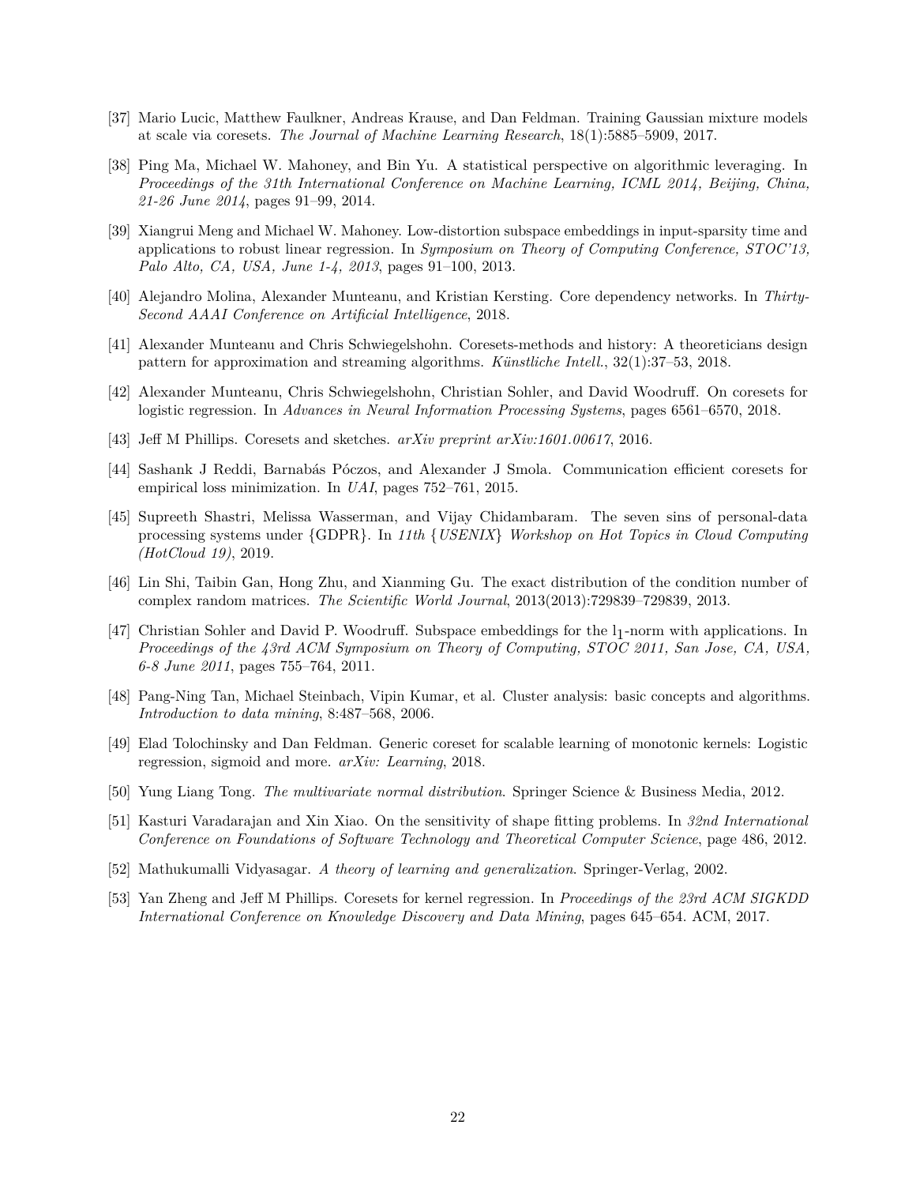[37] Mario Lucic, Matthew Faulkner, Andreas Krause, and Dan Feldman. Training Gaussian mixture models at scale via coresets. *The Journal of Machine Learning Research*, 18(1):5885–5909, 2017.

[38] Ping Ma, Michael W. Mahoney, and Bin Yu. A statistical perspective on algorithmic leveraging. In *Proceedings of the 31th International Conference on Machine Learning, ICML 2014, Beijing, China, 21-26 June 2014*, pages 91–99, 2014.

[39] Xiangrui Meng and Michael W. Mahoney. Low-distortion subspace embeddings in input-sparsity time and applications to robust linear regression. In *Symposium on Theory of Computing Conference, STOC'13, Palo Alto, CA, USA, June 1-4, 2013*, pages 91–100, 2013.

[40] Alejandro Molina, Alexander Munteanu, and Kristian Kersting. Core dependency networks. In *Thirty-Second AAAI Conference on Artificial Intelligence*, 2018.

[41] Alexander Munteanu and Chris Schwiegelshohn. Coresets-methods and history: A theoreticians design pattern for approximation and streaming algorithms. *Künstliche Intell.*, 32(1):37–53, 2018.

[42] Alexander Munteanu, Chris Schwiegelshohn, Christian Sohler, and David Woodruff. On coresets for logistic regression. In *Advances in Neural Information Processing Systems*, pages 6561–6570, 2018.

[43] Jeff M Phillips. Coresets and sketches. *arXiv preprint arXiv:1601.00617*, 2016.

[44] Sashank J Reddi, Barnabás Póczos, and Alexander J Smola. Communication efficient coresets for empirical loss minimization. In *UAI*, pages 752–761, 2015.

[45] Supreeth Shastri, Melissa Wasserman, and Vijay Chidambaram. The seven sins of personal-data processing systems under {GDPR}. In *11th {USENIX} Workshop on Hot Topics in Cloud Computing (HotCloud 19)*, 2019.

[46] Lin Shi, Taibin Gan, Hong Zhu, and Xianming Gu. The exact distribution of the condition number of complex random matrices. *The Scientific World Journal*, 2013(2013):729839–729839, 2013.

[47] Christian Sohler and David P. Woodruff. Subspace embeddings for the $l_1$-norm with applications. In *Proceedings of the 43rd ACM Symposium on Theory of Computing, STOC 2011, San Jose, CA, USA, 6-8 June 2011*, pages 755–764, 2011.

[48] Pang-Ning Tan, Michael Steinbach, Vipin Kumar, et al. Cluster analysis: basic concepts and algorithms. *Introduction to data mining*, 8:487–568, 2006.

[49] Elad Tolochinsky and Dan Feldman. Generic coreset for scalable learning of monotonic kernels: Logistic regression, sigmoid and more. *arXiv: Learning*, 2018.

[50] Yung Liang Tong. *The multivariate normal distribution*. Springer Science & Business Media, 2012.

[51] Kasturi Varadarajan and Xin Xiao. On the sensitivity of shape fitting problems. In *32nd International Conference on Foundations of Software Technology and Theoretical Computer Science*, page 486, 2012.

[52] Mathukumalli Vidyasagar. *A theory of learning and generalization*. Springer-Verlag, 2002.

[53] Yan Zheng and Jeff M Phillips. Coresets for kernel regression. In *Proceedings of the 23rd ACM SIGKDD International Conference on Knowledge Discovery and Data Mining*, pages 645–654. ACM, 2017.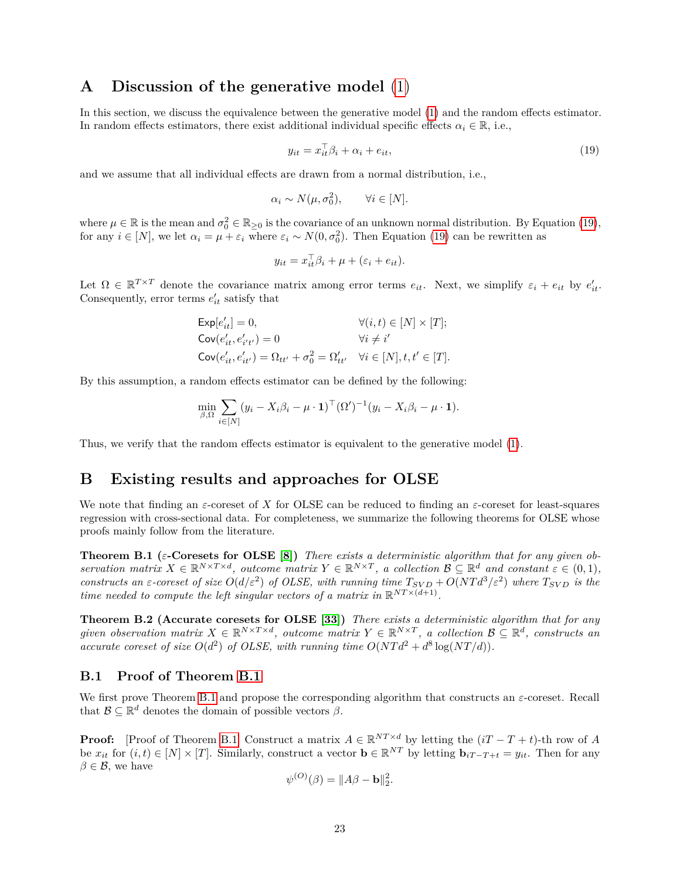# A Discussion of the generative model (1)

In this section, we discuss the equivalence between the generative model (1) and the random effects estimator. In random effects estimators, there exist additional individual specific effects $\alpha_i \in \mathbb{R}$, i.e.,

$$y_{it} = x_{it}^\top \beta_i + \alpha_i + e_{it}, \tag{19}$$

and we assume that all individual effects are drawn from a normal distribution, i.e.,

$$\alpha_i \sim N(\mu, \sigma_0^2), \qquad \forall i \in [N].$$

where $\mu \in \mathbb{R}$ is the mean and $\sigma_0^2 \in \mathbb{R}_{\geq 0}$ is the covariance of an unknown normal distribution. By Equation (19), for any $i \in [N]$, we let $\alpha_i = \mu + \varepsilon_i$ where $\varepsilon_i \sim N(0, \sigma_0^2)$. Then Equation (19) can be rewritten as

$$y_{it} = x_{it}^\top \beta_i + \mu + (\varepsilon_i + e_{it}).$$

Let $\Omega \in \mathbb{R}^{T \times T}$ denote the covariance matrix among error terms $e_{it}$. Next, we simplify $\varepsilon_i + e_{it}$ by $e'_{it}$. Consequently, error terms $e'_{it}$ satisfy that

$$\begin{aligned}
&\mathsf{Exp}[e'_{it}] = 0, && \forall (i,t) \in [N] \times [T];\\
&\mathsf{Cov}(e'_{it}, e'_{i't'}) = 0 && \forall i \neq i'\\
&\mathsf{Cov}(e'_{it}, e'_{it'}) = \Omega_{tt'} + \sigma_0^2 = \Omega'_{tt'} && \forall i \in [N], t, t' \in [T].
\end{aligned}$$

By this assumption, a random effects estimator can be defined by the following:

$$\min_{\beta, \Omega} \sum_{i \in [N]} (y_i - X_i \beta_i - \mu \cdot \mathbf{1})^\top (\Omega')^{-1} (y_i - X_i \beta_i - \mu \cdot \mathbf{1}).$$

Thus, we verify that the random effects estimator is equivalent to the generative model (1).

# B Existing results and approaches for OLSE

We note that finding an $\varepsilon$-coreset of $X$ for OLSE can be reduced to finding an $\varepsilon$-coreset for least-squares regression with cross-sectional data. For completeness, we summarize the following theorems for OLSE whose proofs mainly follow from the literature.

**Theorem B.1 ($\varepsilon$-Coresets for OLSE [8])** *There exists a deterministic algorithm that for any given observation matrix $X \in \mathbb{R}^{N \times T \times d}$, outcome matrix $Y \in \mathbb{R}^{N \times T}$, a collection $\mathcal{B} \subseteq \mathbb{R}^d$ and constant $\varepsilon \in (0,1)$, constructs an $\varepsilon$-coreset of size $O(d/\varepsilon^2)$ of OLSE, with running time $T_{SVD} + O(NTd^3/\varepsilon^2)$ where $T_{SVD}$ is the time needed to compute the left singular vectors of a matrix in $\mathbb{R}^{NT \times (d+1)}$.*

**Theorem B.2 (Accurate coresets for OLSE [33])** *There exists a deterministic algorithm that for any given observation matrix $X \in \mathbb{R}^{N \times T \times d}$, outcome matrix $Y \in \mathbb{R}^{N \times T}$, a collection $\mathcal{B} \subseteq \mathbb{R}^d$, constructs an accurate coreset of size $O(d^2)$ of OLSE, with running time $O(NTd^2 + d^8 \log(NT/d))$.*

## B.1 Proof of Theorem B.1

We first prove Theorem B.1 and propose the corresponding algorithm that constructs an $\varepsilon$-coreset. Recall that $\mathcal{B} \subseteq \mathbb{R}^d$ denotes the domain of possible vectors $\beta$.

**Proof:** [Proof of Theorem B.1] Construct a matrix $A \in \mathbb{R}^{NT \times d}$ by letting the $(iT - T + t)$-th row of $A$ be $x_{it}$ for $(i,t) \in [N] \times [T]$. Similarly, construct a vector $\mathbf{b} \in \mathbb{R}^{NT}$ by letting $\mathbf{b}_{iT-T+t} = y_{it}$. Then for any $\beta \in \mathcal{B}$, we have

$$\psi^{(O)}(\beta) = \|A\beta - \mathbf{b}\|_2^2.$$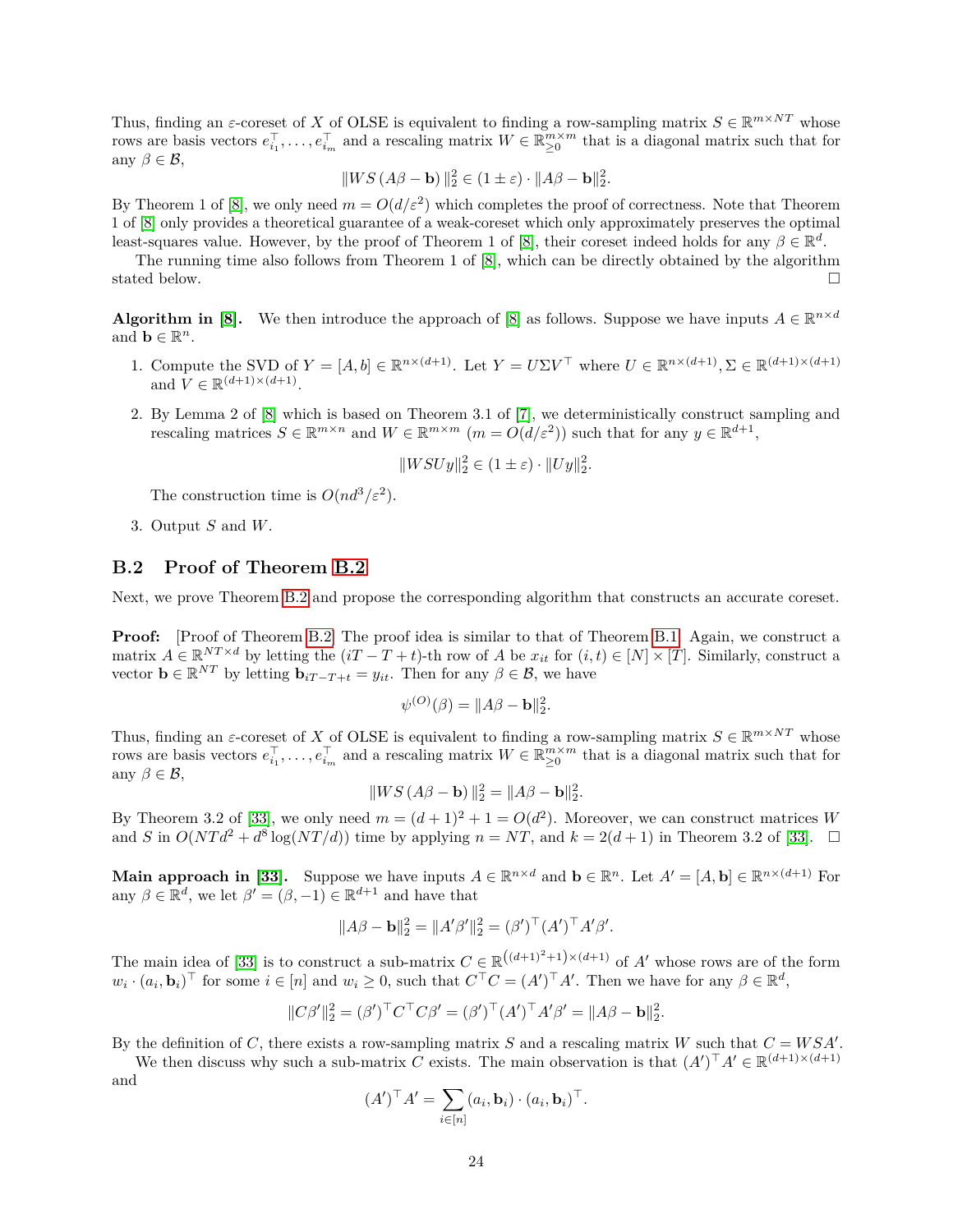Thus, finding an $\varepsilon$-coreset of $X$ of OLSE is equivalent to finding a row-sampling matrix $S \in \mathbb{R}^{m \times NT}$ whose rows are basis vectors $e_{i_1}^\top, \ldots, e_{i_m}^\top$ and a rescaling matrix $W \in \mathbb{R}_{\geq 0}^{m \times m}$ that is a diagonal matrix such that for any $\beta \in \mathcal{B}$,

$$\|WS(A\beta - \mathbf{b})\|_2^2 \in (1 \pm \varepsilon) \cdot \|A\beta - \mathbf{b}\|_2^2.$$

By Theorem 1 of [8], we only need $m = O(d/\varepsilon^2)$ which completes the proof of correctness. Note that Theorem 1 of [8] only provides a theoretical guarantee of a weak-coreset which only approximately preserves the optimal least-squares value. However, by the proof of Theorem 1 of [8], their coreset indeed holds for any $\beta \in \mathbb{R}^d$.

The running time also follows from Theorem 1 of [8], which can be directly obtained by the algorithm stated below. □

**Algorithm in [8].** We then introduce the approach of [8] as follows. Suppose we have inputs $A \in \mathbb{R}^{n \times d}$ and $\mathbf{b} \in \mathbb{R}^n$.

1. Compute the SVD of $Y = [A, b] \in \mathbb{R}^{n \times (d+1)}$. Let $Y = U\Sigma V^\top$ where $U \in \mathbb{R}^{n \times (d+1)}, \Sigma \in \mathbb{R}^{(d+1) \times (d+1)}$ and $V \in \mathbb{R}^{(d+1) \times (d+1)}$.
2. By Lemma 2 of [8] which is based on Theorem 3.1 of [7], we deterministically construct sampling and rescaling matrices $S \in \mathbb{R}^{m \times n}$ and $W \in \mathbb{R}^{m \times m}$ ($m = O(d/\varepsilon^2)$) such that for any $y \in \mathbb{R}^{d+1}$,

$$\|WSUy\|_2^2 \in (1 \pm \varepsilon) \cdot \|Uy\|_2^2.$$

The construction time is $O(nd^3/\varepsilon^2)$.
3. Output $S$ and $W$.

## B.2 Proof of Theorem B.2

Next, we prove Theorem B.2 and propose the corresponding algorithm that constructs an accurate coreset.

**Proof:** [Proof of Theorem B.2] The proof idea is similar to that of Theorem B.1. Again, we construct a matrix $A \in \mathbb{R}^{NT \times d}$ by letting the $(iT - T + t)$-th row of $A$ be $x_{it}$ for $(i, t) \in [N] \times [T]$. Similarly, construct a vector $\mathbf{b} \in \mathbb{R}^{NT}$ by letting $\mathbf{b}_{iT-T+t} = y_{it}$. Then for any $\beta \in \mathcal{B}$, we have

$$\psi^{(O)}(\beta) = \|A\beta - \mathbf{b}\|_2^2.$$

Thus, finding an $\varepsilon$-coreset of $X$ of OLSE is equivalent to finding a row-sampling matrix $S \in \mathbb{R}^{m \times NT}$ whose rows are basis vectors $e_{i_1}^\top, \ldots, e_{i_m}^\top$ and a rescaling matrix $W \in \mathbb{R}_{\geq 0}^{m \times m}$ that is a diagonal matrix such that for any $\beta \in \mathcal{B}$,

$$\|WS(A\beta - \mathbf{b})\|_2^2 = \|A\beta - \mathbf{b}\|_2^2.$$

By Theorem 3.2 of [33], we only need $m = (d+1)^2 + 1 = O(d^2)$. Moreover, we can construct matrices $W$ and $S$ in $O(NTd^2 + d^8 \log(NT/d))$ time by applying $n = NT$, and $k = 2(d+1)$ in Theorem 3.2 of [33]. □

**Main approach in [33].** Suppose we have inputs $A \in \mathbb{R}^{n \times d}$ and $\mathbf{b} \in \mathbb{R}^n$. Let $A' = [A, \mathbf{b}] \in \mathbb{R}^{n \times (d+1)}$ For any $\beta \in \mathbb{R}^d$, we let $\beta' = (\beta, -1) \in \mathbb{R}^{d+1}$ and have that

$$\|A\beta - \mathbf{b}\|_2^2 = \|A'\beta'\|_2^2 = (\beta')^\top (A')^\top A'\beta'.$$

The main idea of [33] is to construct a sub-matrix $C \in \mathbb{R}^{\left((d+1)^2+1\right) \times (d+1)}$ of $A'$ whose rows are of the form $w_i \cdot (a_i, \mathbf{b}_i)^\top$ for some $i \in [n]$ and $w_i \geq 0$, such that $C^\top C = (A')^\top A'$. Then we have for any $\beta \in \mathbb{R}^d$,

$$\|C\beta'\|_2^2 = (\beta')^\top C^\top C\beta' = (\beta')^\top (A')^\top A'\beta' = \|A\beta - \mathbf{b}\|_2^2.$$

By the definition of $C$, there exists a row-sampling matrix $S$ and a rescaling matrix $W$ such that $C = WSA'$.

We then discuss why such a sub-matrix $C$ exists. The main observation is that $(A')^\top A' \in \mathbb{R}^{(d+1) \times (d+1)}$ and

$$(A')^\top A' = \sum_{i \in [n]} (a_i, \mathbf{b}_i) \cdot (a_i, \mathbf{b}_i)^\top.$$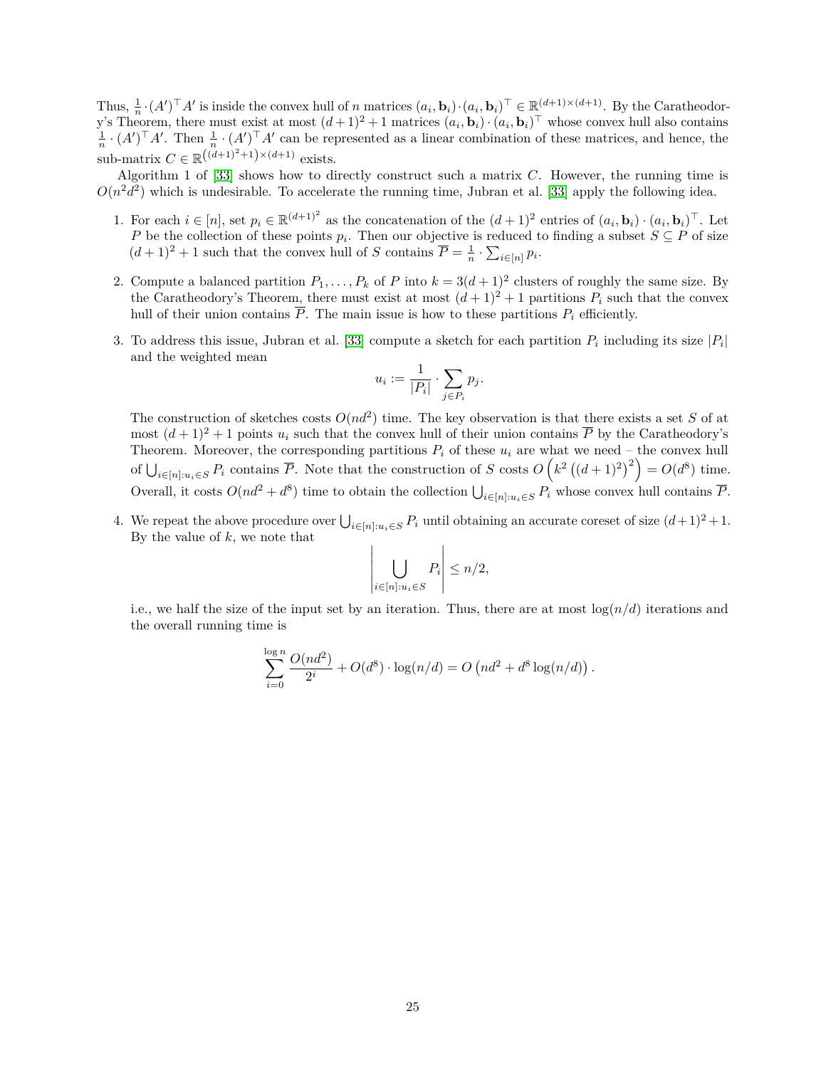Thus, $\frac{1}{n} \cdot (A')^\top A'$ is inside the convex hull of $n$ matrices $(a_i, \mathbf{b}_i) \cdot (a_i, \mathbf{b}_i)^\top \in \mathbb{R}^{(d+1)\times(d+1)}$. By the Caratheodory's Theorem, there must exist at most $(d+1)^2+1$ matrices $(a_i, \mathbf{b}_i) \cdot (a_i, \mathbf{b}_i)^\top$ whose convex hull also contains $\frac{1}{n} \cdot (A')^\top A'$. Then $\frac{1}{n} \cdot (A')^\top A'$ can be represented as a linear combination of these matrices, and hence, the sub-matrix $C \in \mathbb{R}^{\left((d+1)^2+1\right)\times(d+1)}$ exists.

Algorithm 1 of [33] shows how to directly construct such a matrix $C$. However, the running time is $O(n^2 d^2)$ which is undesirable. To accelerate the running time, Jubran et al. [33] apply the following idea.

1. For each $i \in [n]$, set $p_i \in \mathbb{R}^{(d+1)^2}$ as the concatenation of the $(d+1)^2$ entries of $(a_i, \mathbf{b}_i) \cdot (a_i, \mathbf{b}_i)^\top$. Let $P$ be the collection of these points $p_i$. Then our objective is reduced to finding a subset $S \subseteq P$ of size $(d+1)^2+1$ such that the convex hull of $S$ contains $\overline{P} = \frac{1}{n} \cdot \sum_{i\in[n]} p_i$.
2. Compute a balanced partition $P_1, \ldots, P_k$ of $P$ into $k = 3(d+1)^2$ clusters of roughly the same size. By the Caratheodory's Theorem, there must exist at most $(d+1)^2+1$ partitions $P_i$ such that the convex hull of their union contains $\overline{P}$. The main issue is how to these partitions $P_i$ efficiently.
3. To address this issue, Jubran et al. [33] compute a sketch for each partition $P_i$ including its size $|P_i|$ and the weighted mean
$$u_i := \frac{1}{|P_i|} \cdot \sum_{j\in P_i} p_j.$$
The construction of sketches costs $O(nd^2)$ time. The key observation is that there exists a set $S$ of at most $(d+1)^2+1$ points $u_i$ such that the convex hull of their union contains $\overline{P}$ by the Caratheodory's Theorem. Moreover, the corresponding partitions $P_i$ of these $u_i$ are what we need – the convex hull of $\bigcup_{i\in[n]:u_i\in S} P_i$ contains $\overline{P}$. Note that the construction of $S$ costs $O\left(k^2\left((d+1)^2\right)^2\right) = O(d^8)$ time. Overall, it costs $O(nd^2+d^8)$ time to obtain the collection $\bigcup_{i\in[n]:u_i\in S} P_i$ whose convex hull contains $\overline{P}$.
4. We repeat the above procedure over $\bigcup_{i\in[n]:u_i\in S} P_i$ until obtaining an accurate coreset of size $(d+1)^2+1$. By the value of $k$, we note that
$$\left|\bigcup_{i\in[n]:u_i\in S} P_i\right| \leq n/2,$$
i.e., we half the size of the input set by an iteration. Thus, there are at most $\log(n/d)$ iterations and the overall running time is
$$\sum_{i=0}^{\log n} \frac{O(nd^2)}{2^i} + O(d^8)\cdot\log(n/d) = O\left(nd^2 + d^8\log(n/d)\right).$$